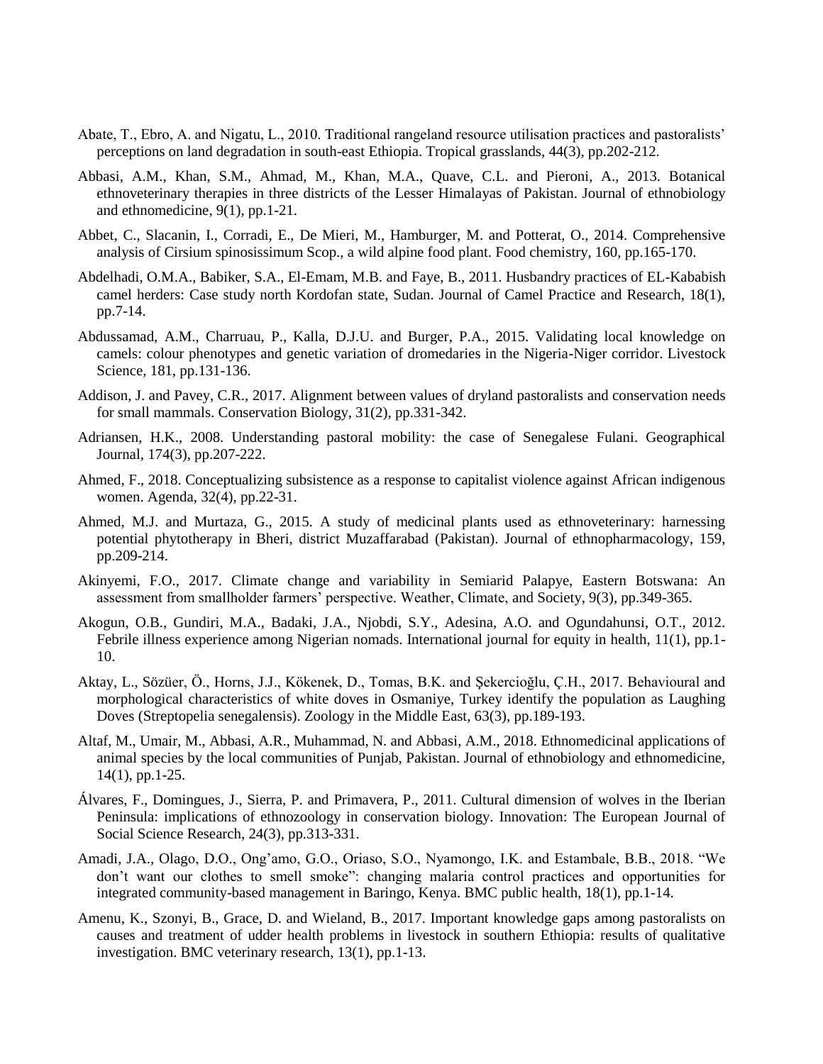Abate, T., Ebro, A. and Nigatu, L., 2010. Traditional rangeland resource utilisation practices and pastoralists' perceptions on land degradation in south-east Ethiopia. Tropical grasslands, 44(3), pp.202-212.

Abbasi, A.M., Khan, S.M., Ahmad, M., Khan, M.A., Quave, C.L. and Pieroni, A., 2013. Botanical ethnoveterinary therapies in three districts of the Lesser Himalayas of Pakistan. Journal of ethnobiology and ethnomedicine, 9(1), pp.1-21.

Abbet, C., Slacanin, I., Corradi, E., De Mieri, M., Hamburger, M. and Potterat, O., 2014. Comprehensive analysis of Cirsium spinosissimum Scop., a wild alpine food plant. Food chemistry, 160, pp.165-170.

Abdelhadi, O.M.A., Babiker, S.A., El-Emam, M.B. and Faye, B., 2011. Husbandry practices of EL-Kababish camel herders: Case study north Kordofan state, Sudan. Journal of Camel Practice and Research, 18(1), pp.7-14.

Abdussamad, A.M., Charruau, P., Kalla, D.J.U. and Burger, P.A., 2015. Validating local knowledge on camels: colour phenotypes and genetic variation of dromedaries in the Nigeria-Niger corridor. Livestock Science, 181, pp.131-136.

Addison, J. and Pavey, C.R., 2017. Alignment between values of dryland pastoralists and conservation needs for small mammals. Conservation Biology, 31(2), pp.331-342.

Adriansen, H.K., 2008. Understanding pastoral mobility: the case of Senegalese Fulani. Geographical Journal, 174(3), pp.207-222.

Ahmed, F., 2018. Conceptualizing subsistence as a response to capitalist violence against African indigenous women. Agenda, 32(4), pp.22-31.

Ahmed, M.J. and Murtaza, G., 2015. A study of medicinal plants used as ethnoveterinary: harnessing potential phytotherapy in Bheri, district Muzaffarabad (Pakistan). Journal of ethnopharmacology, 159, pp.209-214.

Akinyemi, F.O., 2017. Climate change and variability in Semiarid Palapye, Eastern Botswana: An assessment from smallholder farmers' perspective. Weather, Climate, and Society, 9(3), pp.349-365.

Akogun, O.B., Gundiri, M.A., Badaki, J.A., Njobdi, S.Y., Adesina, A.O. and Ogundahunsi, O.T., 2012. Febrile illness experience among Nigerian nomads. International journal for equity in health, 11(1), pp.1-10.

Aktay, L., Sözüer, Ö., Horns, J.J., Kökenek, D., Tomas, B.K. and Şekercioğlu, Ç.H., 2017. Behavioural and morphological characteristics of white doves in Osmaniye, Turkey identify the population as Laughing Doves (Streptopelia senegalensis). Zoology in the Middle East, 63(3), pp.189-193.

Altaf, M., Umair, M., Abbasi, A.R., Muhammad, N. and Abbasi, A.M., 2018. Ethnomedicinal applications of animal species by the local communities of Punjab, Pakistan. Journal of ethnobiology and ethnomedicine, 14(1), pp.1-25.

Álvares, F., Domingues, J., Sierra, P. and Primavera, P., 2011. Cultural dimension of wolves in the Iberian Peninsula: implications of ethnozoology in conservation biology. Innovation: The European Journal of Social Science Research, 24(3), pp.313-331.

Amadi, J.A., Olago, D.O., Ong'amo, G.O., Oriaso, S.O., Nyamongo, I.K. and Estambale, B.B., 2018. "We don't want our clothes to smell smoke": changing malaria control practices and opportunities for integrated community-based management in Baringo, Kenya. BMC public health, 18(1), pp.1-14.

Amenu, K., Szonyi, B., Grace, D. and Wieland, B., 2017. Important knowledge gaps among pastoralists on causes and treatment of udder health problems in livestock in southern Ethiopia: results of qualitative investigation. BMC veterinary research, 13(1), pp.1-13.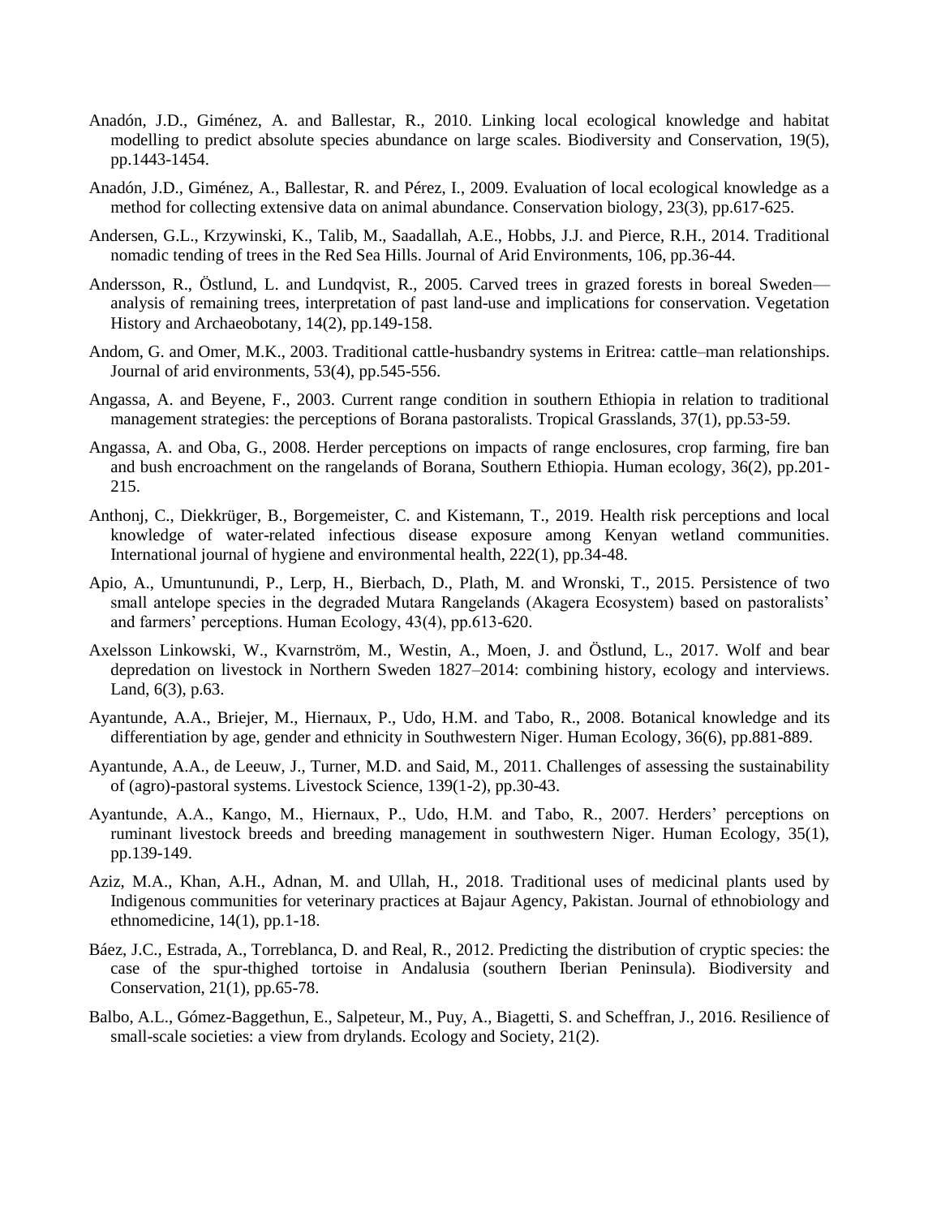Anadón, J.D., Giménez, A. and Ballestar, R., 2010. Linking local ecological knowledge and habitat modelling to predict absolute species abundance on large scales. Biodiversity and Conservation, 19(5), pp.1443-1454.

Anadón, J.D., Giménez, A., Ballestar, R. and Pérez, I., 2009. Evaluation of local ecological knowledge as a method for collecting extensive data on animal abundance. Conservation biology, 23(3), pp.617-625.

Andersen, G.L., Krzywinski, K., Talib, M., Saadallah, A.E., Hobbs, J.J. and Pierce, R.H., 2014. Traditional nomadic tending of trees in the Red Sea Hills. Journal of Arid Environments, 106, pp.36-44.

Andersson, R., Östlund, L. and Lundqvist, R., 2005. Carved trees in grazed forests in boreal Sweden—analysis of remaining trees, interpretation of past land-use and implications for conservation. Vegetation History and Archaeobotany, 14(2), pp.149-158.

Andom, G. and Omer, M.K., 2003. Traditional cattle-husbandry systems in Eritrea: cattle–man relationships. Journal of arid environments, 53(4), pp.545-556.

Angassa, A. and Beyene, F., 2003. Current range condition in southern Ethiopia in relation to traditional management strategies: the perceptions of Borana pastoralists. Tropical Grasslands, 37(1), pp.53-59.

Angassa, A. and Oba, G., 2008. Herder perceptions on impacts of range enclosures, crop farming, fire ban and bush encroachment on the rangelands of Borana, Southern Ethiopia. Human ecology, 36(2), pp.201-215.

Anthonj, C., Diekkrüger, B., Borgemeister, C. and Kistemann, T., 2019. Health risk perceptions and local knowledge of water-related infectious disease exposure among Kenyan wetland communities. International journal of hygiene and environmental health, 222(1), pp.34-48.

Apio, A., Umuntunundi, P., Lerp, H., Bierbach, D., Plath, M. and Wronski, T., 2015. Persistence of two small antelope species in the degraded Mutara Rangelands (Akagera Ecosystem) based on pastoralists' and farmers' perceptions. Human Ecology, 43(4), pp.613-620.

Axelsson Linkowski, W., Kvarnström, M., Westin, A., Moen, J. and Östlund, L., 2017. Wolf and bear depredation on livestock in Northern Sweden 1827–2014: combining history, ecology and interviews. Land, 6(3), p.63.

Ayantunde, A.A., Briejer, M., Hiernaux, P., Udo, H.M. and Tabo, R., 2008. Botanical knowledge and its differentiation by age, gender and ethnicity in Southwestern Niger. Human Ecology, 36(6), pp.881-889.

Ayantunde, A.A., de Leeuw, J., Turner, M.D. and Said, M., 2011. Challenges of assessing the sustainability of (agro)-pastoral systems. Livestock Science, 139(1-2), pp.30-43.

Ayantunde, A.A., Kango, M., Hiernaux, P., Udo, H.M. and Tabo, R., 2007. Herders' perceptions on ruminant livestock breeds and breeding management in southwestern Niger. Human Ecology, 35(1), pp.139-149.

Aziz, M.A., Khan, A.H., Adnan, M. and Ullah, H., 2018. Traditional uses of medicinal plants used by Indigenous communities for veterinary practices at Bajaur Agency, Pakistan. Journal of ethnobiology and ethnomedicine, 14(1), pp.1-18.

Báez, J.C., Estrada, A., Torreblanca, D. and Real, R., 2012. Predicting the distribution of cryptic species: the case of the spur-thighed tortoise in Andalusia (southern Iberian Peninsula). Biodiversity and Conservation, 21(1), pp.65-78.

Balbo, A.L., Gómez-Baggethun, E., Salpeteur, M., Puy, A., Biagetti, S. and Scheffran, J., 2016. Resilience of small-scale societies: a view from drylands. Ecology and Society, 21(2).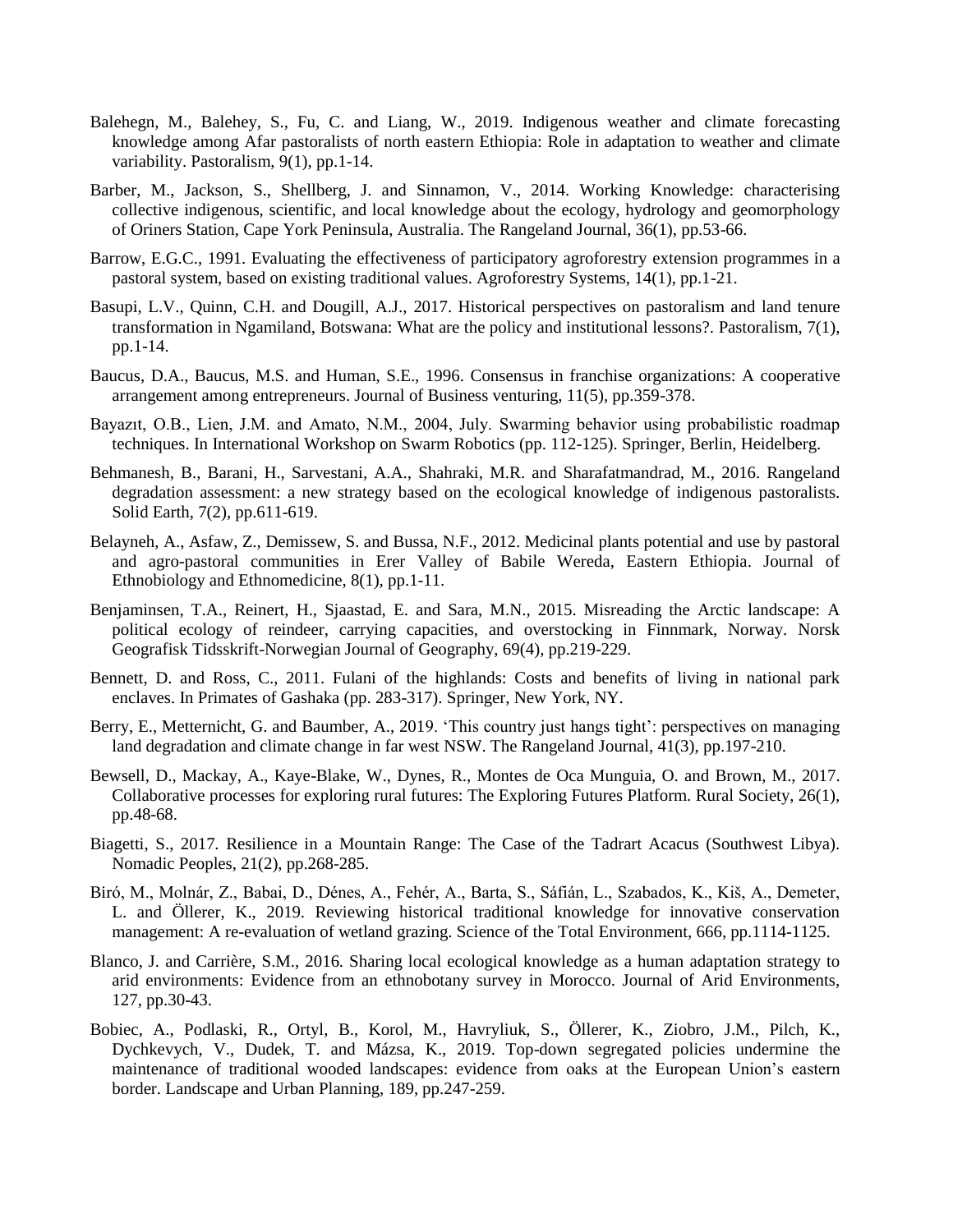Balehegn, M., Balehey, S., Fu, C. and Liang, W., 2019. Indigenous weather and climate forecasting knowledge among Afar pastoralists of north eastern Ethiopia: Role in adaptation to weather and climate variability. Pastoralism, 9(1), pp.1-14.

Barber, M., Jackson, S., Shellberg, J. and Sinnamon, V., 2014. Working Knowledge: characterising collective indigenous, scientific, and local knowledge about the ecology, hydrology and geomorphology of Oriners Station, Cape York Peninsula, Australia. The Rangeland Journal, 36(1), pp.53-66.

Barrow, E.G.C., 1991. Evaluating the effectiveness of participatory agroforestry extension programmes in a pastoral system, based on existing traditional values. Agroforestry Systems, 14(1), pp.1-21.

Basupi, L.V., Quinn, C.H. and Dougill, A.J., 2017. Historical perspectives on pastoralism and land tenure transformation in Ngamiland, Botswana: What are the policy and institutional lessons?. Pastoralism, 7(1), pp.1-14.

Baucus, D.A., Baucus, M.S. and Human, S.E., 1996. Consensus in franchise organizations: A cooperative arrangement among entrepreneurs. Journal of Business venturing, 11(5), pp.359-378.

Bayazıt, O.B., Lien, J.M. and Amato, N.M., 2004, July. Swarming behavior using probabilistic roadmap techniques. In International Workshop on Swarm Robotics (pp. 112-125). Springer, Berlin, Heidelberg.

Behmanesh, B., Barani, H., Sarvestani, A.A., Shahraki, M.R. and Sharafatmandrad, M., 2016. Rangeland degradation assessment: a new strategy based on the ecological knowledge of indigenous pastoralists. Solid Earth, 7(2), pp.611-619.

Belayneh, A., Asfaw, Z., Demissew, S. and Bussa, N.F., 2012. Medicinal plants potential and use by pastoral and agro-pastoral communities in Erer Valley of Babile Wereda, Eastern Ethiopia. Journal of Ethnobiology and Ethnomedicine, 8(1), pp.1-11.

Benjaminsen, T.A., Reinert, H., Sjaastad, E. and Sara, M.N., 2015. Misreading the Arctic landscape: A political ecology of reindeer, carrying capacities, and overstocking in Finnmark, Norway. Norsk Geografisk Tidsskrift-Norwegian Journal of Geography, 69(4), pp.219-229.

Bennett, D. and Ross, C., 2011. Fulani of the highlands: Costs and benefits of living in national park enclaves. In Primates of Gashaka (pp. 283-317). Springer, New York, NY.

Berry, E., Metternicht, G. and Baumber, A., 2019. 'This country just hangs tight': perspectives on managing land degradation and climate change in far west NSW. The Rangeland Journal, 41(3), pp.197-210.

Bewsell, D., Mackay, A., Kaye-Blake, W., Dynes, R., Montes de Oca Munguia, O. and Brown, M., 2017. Collaborative processes for exploring rural futures: The Exploring Futures Platform. Rural Society, 26(1), pp.48-68.

Biagetti, S., 2017. Resilience in a Mountain Range: The Case of the Tadrart Acacus (Southwest Libya). Nomadic Peoples, 21(2), pp.268-285.

Biró, M., Molnár, Z., Babai, D., Dénes, A., Fehér, A., Barta, S., Sáfián, L., Szabados, K., Kiš, A., Demeter, L. and Öllerer, K., 2019. Reviewing historical traditional knowledge for innovative conservation management: A re-evaluation of wetland grazing. Science of the Total Environment, 666, pp.1114-1125.

Blanco, J. and Carrière, S.M., 2016. Sharing local ecological knowledge as a human adaptation strategy to arid environments: Evidence from an ethnobotany survey in Morocco. Journal of Arid Environments, 127, pp.30-43.

Bobiec, A., Podlaski, R., Ortyl, B., Korol, M., Havryliuk, S., Öllerer, K., Ziobro, J.M., Pilch, K., Dychkevych, V., Dudek, T. and Mázsa, K., 2019. Top-down segregated policies undermine the maintenance of traditional wooded landscapes: evidence from oaks at the European Union's eastern border. Landscape and Urban Planning, 189, pp.247-259.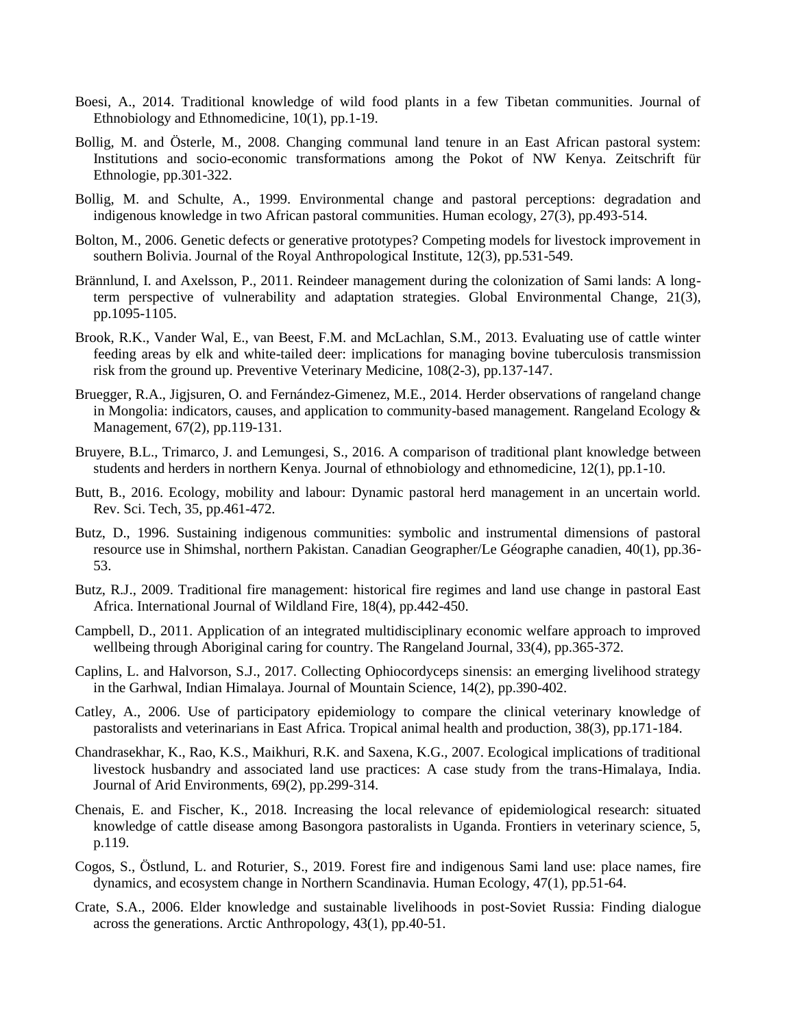Boesi, A., 2014. Traditional knowledge of wild food plants in a few Tibetan communities. Journal of Ethnobiology and Ethnomedicine, 10(1), pp.1-19.

Bollig, M. and Österle, M., 2008. Changing communal land tenure in an East African pastoral system: Institutions and socio-economic transformations among the Pokot of NW Kenya. Zeitschrift für Ethnologie, pp.301-322.

Bollig, M. and Schulte, A., 1999. Environmental change and pastoral perceptions: degradation and indigenous knowledge in two African pastoral communities. Human ecology, 27(3), pp.493-514.

Bolton, M., 2006. Genetic defects or generative prototypes? Competing models for livestock improvement in southern Bolivia. Journal of the Royal Anthropological Institute, 12(3), pp.531-549.

Brännlund, I. and Axelsson, P., 2011. Reindeer management during the colonization of Sami lands: A long-term perspective of vulnerability and adaptation strategies. Global Environmental Change, 21(3), pp.1095-1105.

Brook, R.K., Vander Wal, E., van Beest, F.M. and McLachlan, S.M., 2013. Evaluating use of cattle winter feeding areas by elk and white-tailed deer: implications for managing bovine tuberculosis transmission risk from the ground up. Preventive Veterinary Medicine, 108(2-3), pp.137-147.

Bruegger, R.A., Jigjsuren, O. and Fernández-Gimenez, M.E., 2014. Herder observations of rangeland change in Mongolia: indicators, causes, and application to community-based management. Rangeland Ecology & Management, 67(2), pp.119-131.

Bruyere, B.L., Trimarco, J. and Lemungesi, S., 2016. A comparison of traditional plant knowledge between students and herders in northern Kenya. Journal of ethnobiology and ethnomedicine, 12(1), pp.1-10.

Butt, B., 2016. Ecology, mobility and labour: Dynamic pastoral herd management in an uncertain world. Rev. Sci. Tech, 35, pp.461-472.

Butz, D., 1996. Sustaining indigenous communities: symbolic and instrumental dimensions of pastoral resource use in Shimshal, northern Pakistan. Canadian Geographer/Le Géographe canadien, 40(1), pp.36-53.

Butz, R.J., 2009. Traditional fire management: historical fire regimes and land use change in pastoral East Africa. International Journal of Wildland Fire, 18(4), pp.442-450.

Campbell, D., 2011. Application of an integrated multidisciplinary economic welfare approach to improved wellbeing through Aboriginal caring for country. The Rangeland Journal, 33(4), pp.365-372.

Caplins, L. and Halvorson, S.J., 2017. Collecting Ophiocordyceps sinensis: an emerging livelihood strategy in the Garhwal, Indian Himalaya. Journal of Mountain Science, 14(2), pp.390-402.

Catley, A., 2006. Use of participatory epidemiology to compare the clinical veterinary knowledge of pastoralists and veterinarians in East Africa. Tropical animal health and production, 38(3), pp.171-184.

Chandrasekhar, K., Rao, K.S., Maikhuri, R.K. and Saxena, K.G., 2007. Ecological implications of traditional livestock husbandry and associated land use practices: A case study from the trans-Himalaya, India. Journal of Arid Environments, 69(2), pp.299-314.

Chenais, E. and Fischer, K., 2018. Increasing the local relevance of epidemiological research: situated knowledge of cattle disease among Basongora pastoralists in Uganda. Frontiers in veterinary science, 5, p.119.

Cogos, S., Östlund, L. and Roturier, S., 2019. Forest fire and indigenous Sami land use: place names, fire dynamics, and ecosystem change in Northern Scandinavia. Human Ecology, 47(1), pp.51-64.

Crate, S.A., 2006. Elder knowledge and sustainable livelihoods in post-Soviet Russia: Finding dialogue across the generations. Arctic Anthropology, 43(1), pp.40-51.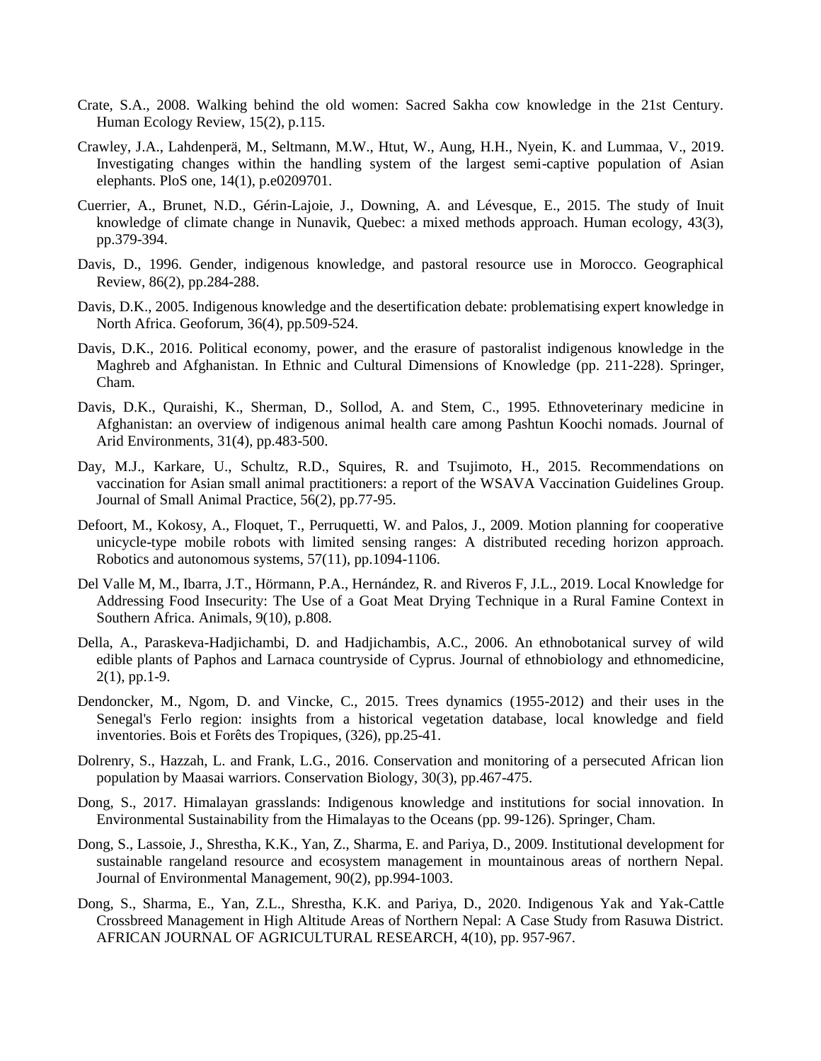Crate, S.A., 2008. Walking behind the old women: Sacred Sakha cow knowledge in the 21st Century. Human Ecology Review, 15(2), p.115.

Crawley, J.A., Lahdenperä, M., Seltmann, M.W., Htut, W., Aung, H.H., Nyein, K. and Lummaa, V., 2019. Investigating changes within the handling system of the largest semi-captive population of Asian elephants. PloS one, 14(1), p.e0209701.

Cuerrier, A., Brunet, N.D., Gérin-Lajoie, J., Downing, A. and Lévesque, E., 2015. The study of Inuit knowledge of climate change in Nunavik, Quebec: a mixed methods approach. Human ecology, 43(3), pp.379-394.

Davis, D., 1996. Gender, indigenous knowledge, and pastoral resource use in Morocco. Geographical Review, 86(2), pp.284-288.

Davis, D.K., 2005. Indigenous knowledge and the desertification debate: problematising expert knowledge in North Africa. Geoforum, 36(4), pp.509-524.

Davis, D.K., 2016. Political economy, power, and the erasure of pastoralist indigenous knowledge in the Maghreb and Afghanistan. In Ethnic and Cultural Dimensions of Knowledge (pp. 211-228). Springer, Cham.

Davis, D.K., Quraishi, K., Sherman, D., Sollod, A. and Stem, C., 1995. Ethnoveterinary medicine in Afghanistan: an overview of indigenous animal health care among Pashtun Koochi nomads. Journal of Arid Environments, 31(4), pp.483-500.

Day, M.J., Karkare, U., Schultz, R.D., Squires, R. and Tsujimoto, H., 2015. Recommendations on vaccination for Asian small animal practitioners: a report of the WSAVA Vaccination Guidelines Group. Journal of Small Animal Practice, 56(2), pp.77-95.

Defoort, M., Kokosy, A., Floquet, T., Perruquetti, W. and Palos, J., 2009. Motion planning for cooperative unicycle-type mobile robots with limited sensing ranges: A distributed receding horizon approach. Robotics and autonomous systems, 57(11), pp.1094-1106.

Del Valle M, M., Ibarra, J.T., Hörmann, P.A., Hernández, R. and Riveros F, J.L., 2019. Local Knowledge for Addressing Food Insecurity: The Use of a Goat Meat Drying Technique in a Rural Famine Context in Southern Africa. Animals, 9(10), p.808.

Della, A., Paraskeva-Hadjichambi, D. and Hadjichambis, A.C., 2006. An ethnobotanical survey of wild edible plants of Paphos and Larnaca countryside of Cyprus. Journal of ethnobiology and ethnomedicine, 2(1), pp.1-9.

Dendoncker, M., Ngom, D. and Vincke, C., 2015. Trees dynamics (1955-2012) and their uses in the Senegal's Ferlo region: insights from a historical vegetation database, local knowledge and field inventories. Bois et Forêts des Tropiques, (326), pp.25-41.

Dolrenry, S., Hazzah, L. and Frank, L.G., 2016. Conservation and monitoring of a persecuted African lion population by Maasai warriors. Conservation Biology, 30(3), pp.467-475.

Dong, S., 2017. Himalayan grasslands: Indigenous knowledge and institutions for social innovation. In Environmental Sustainability from the Himalayas to the Oceans (pp. 99-126). Springer, Cham.

Dong, S., Lassoie, J., Shrestha, K.K., Yan, Z., Sharma, E. and Pariya, D., 2009. Institutional development for sustainable rangeland resource and ecosystem management in mountainous areas of northern Nepal. Journal of Environmental Management, 90(2), pp.994-1003.

Dong, S., Sharma, E., Yan, Z.L., Shrestha, K.K. and Pariya, D., 2020. Indigenous Yak and Yak-Cattle Crossbreed Management in High Altitude Areas of Northern Nepal: A Case Study from Rasuwa District. AFRICAN JOURNAL OF AGRICULTURAL RESEARCH, 4(10), pp. 957-967.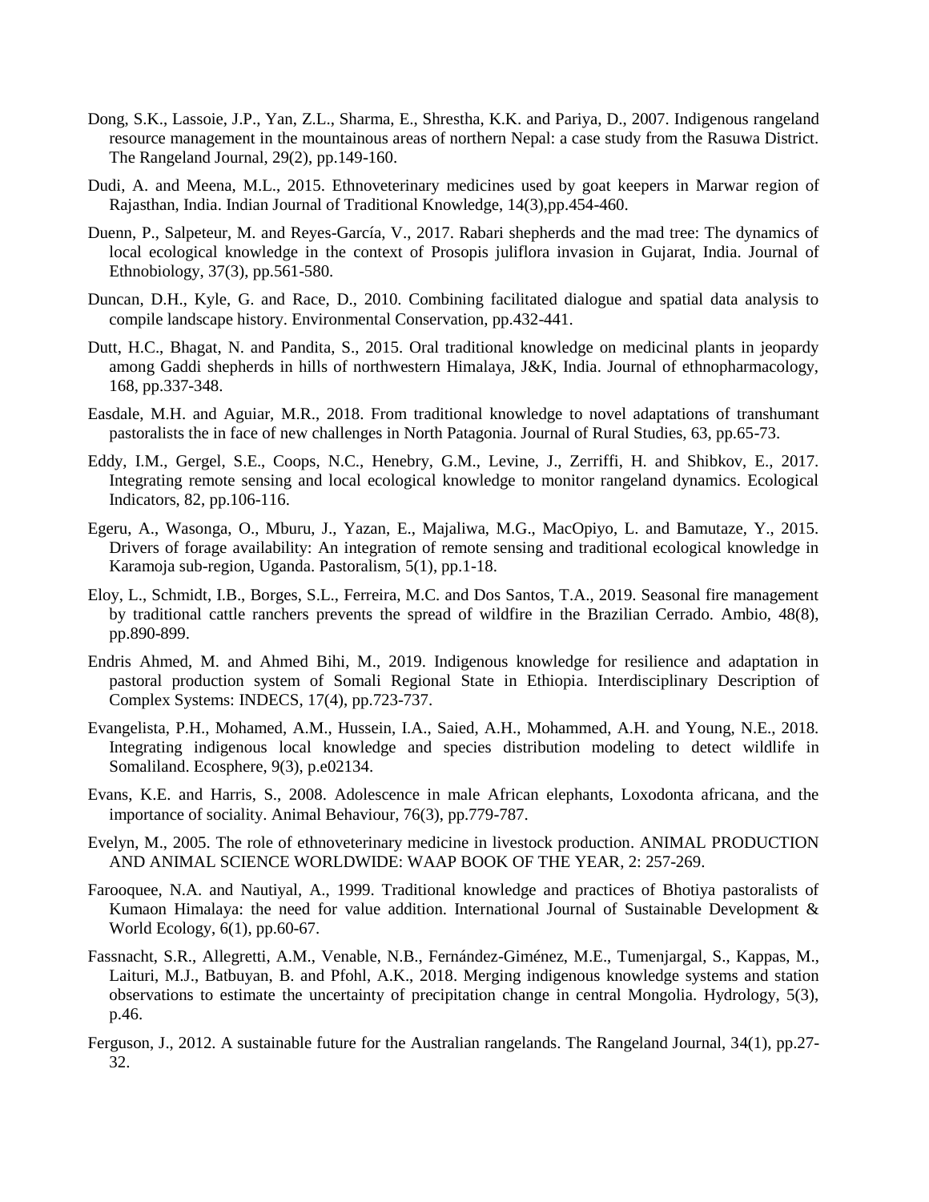Dong, S.K., Lassoie, J.P., Yan, Z.L., Sharma, E., Shrestha, K.K. and Pariya, D., 2007. Indigenous rangeland resource management in the mountainous areas of northern Nepal: a case study from the Rasuwa District. The Rangeland Journal, 29(2), pp.149-160.

Dudi, A. and Meena, M.L., 2015. Ethnoveterinary medicines used by goat keepers in Marwar region of Rajasthan, India. Indian Journal of Traditional Knowledge, 14(3),pp.454-460.

Duenn, P., Salpeteur, M. and Reyes-García, V., 2017. Rabari shepherds and the mad tree: The dynamics of local ecological knowledge in the context of Prosopis juliflora invasion in Gujarat, India. Journal of Ethnobiology, 37(3), pp.561-580.

Duncan, D.H., Kyle, G. and Race, D., 2010. Combining facilitated dialogue and spatial data analysis to compile landscape history. Environmental Conservation, pp.432-441.

Dutt, H.C., Bhagat, N. and Pandita, S., 2015. Oral traditional knowledge on medicinal plants in jeopardy among Gaddi shepherds in hills of northwestern Himalaya, J&K, India. Journal of ethnopharmacology, 168, pp.337-348.

Easdale, M.H. and Aguiar, M.R., 2018. From traditional knowledge to novel adaptations of transhumant pastoralists the in face of new challenges in North Patagonia. Journal of Rural Studies, 63, pp.65-73.

Eddy, I.M., Gergel, S.E., Coops, N.C., Henebry, G.M., Levine, J., Zerriffi, H. and Shibkov, E., 2017. Integrating remote sensing and local ecological knowledge to monitor rangeland dynamics. Ecological Indicators, 82, pp.106-116.

Egeru, A., Wasonga, O., Mburu, J., Yazan, E., Majaliwa, M.G., MacOpiyo, L. and Bamutaze, Y., 2015. Drivers of forage availability: An integration of remote sensing and traditional ecological knowledge in Karamoja sub-region, Uganda. Pastoralism, 5(1), pp.1-18.

Eloy, L., Schmidt, I.B., Borges, S.L., Ferreira, M.C. and Dos Santos, T.A., 2019. Seasonal fire management by traditional cattle ranchers prevents the spread of wildfire in the Brazilian Cerrado. Ambio, 48(8), pp.890-899.

Endris Ahmed, M. and Ahmed Bihi, M., 2019. Indigenous knowledge for resilience and adaptation in pastoral production system of Somali Regional State in Ethiopia. Interdisciplinary Description of Complex Systems: INDECS, 17(4), pp.723-737.

Evangelista, P.H., Mohamed, A.M., Hussein, I.A., Saied, A.H., Mohammed, A.H. and Young, N.E., 2018. Integrating indigenous local knowledge and species distribution modeling to detect wildlife in Somaliland. Ecosphere, 9(3), p.e02134.

Evans, K.E. and Harris, S., 2008. Adolescence in male African elephants, Loxodonta africana, and the importance of sociality. Animal Behaviour, 76(3), pp.779-787.

Evelyn, M., 2005. The role of ethnoveterinary medicine in livestock production. ANIMAL PRODUCTION AND ANIMAL SCIENCE WORLDWIDE: WAAP BOOK OF THE YEAR, 2: 257-269.

Farooquee, N.A. and Nautiyal, A., 1999. Traditional knowledge and practices of Bhotiya pastoralists of Kumaon Himalaya: the need for value addition. International Journal of Sustainable Development & World Ecology, 6(1), pp.60-67.

Fassnacht, S.R., Allegretti, A.M., Venable, N.B., Fernández-Giménez, M.E., Tumenjargal, S., Kappas, M., Laituri, M.J., Batbuyan, B. and Pfohl, A.K., 2018. Merging indigenous knowledge systems and station observations to estimate the uncertainty of precipitation change in central Mongolia. Hydrology, 5(3), p.46.

Ferguson, J., 2012. A sustainable future for the Australian rangelands. The Rangeland Journal, 34(1), pp.27-32.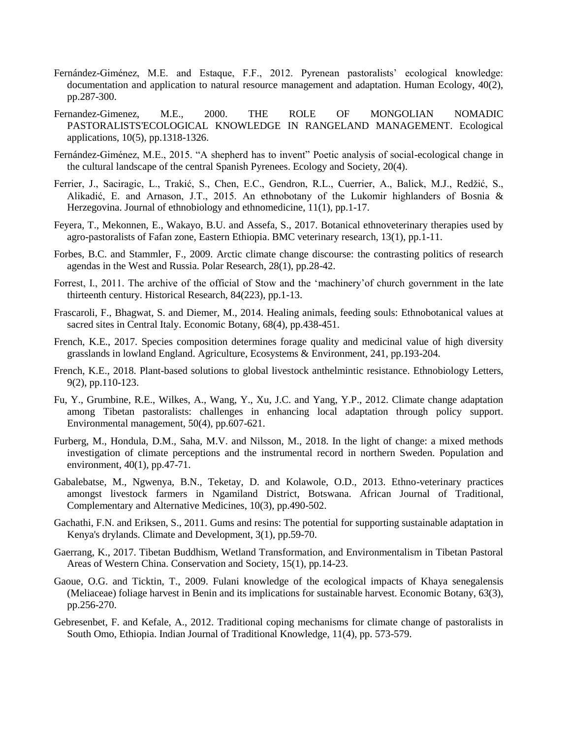Fernández-Giménez, M.E. and Estaque, F.F., 2012. Pyrenean pastoralists' ecological knowledge: documentation and application to natural resource management and adaptation. Human Ecology, 40(2), pp.287-300.

Fernandez-Gimenez, M.E., 2000. THE ROLE OF MONGOLIAN NOMADIC PASTORALISTS'ECOLOGICAL KNOWLEDGE IN RANGELAND MANAGEMENT. Ecological applications, 10(5), pp.1318-1326.

Fernández-Giménez, M.E., 2015. "A shepherd has to invent" Poetic analysis of social-ecological change in the cultural landscape of the central Spanish Pyrenees. Ecology and Society, 20(4).

Ferrier, J., Saciragic, L., Trakić, S., Chen, E.C., Gendron, R.L., Cuerrier, A., Balick, M.J., Redžić, S., Alikadić, E. and Arnason, J.T., 2015. An ethnobotany of the Lukomir highlanders of Bosnia & Herzegovina. Journal of ethnobiology and ethnomedicine, 11(1), pp.1-17.

Feyera, T., Mekonnen, E., Wakayo, B.U. and Assefa, S., 2017. Botanical ethnoveterinary therapies used by agro-pastoralists of Fafan zone, Eastern Ethiopia. BMC veterinary research, 13(1), pp.1-11.

Forbes, B.C. and Stammler, F., 2009. Arctic climate change discourse: the contrasting politics of research agendas in the West and Russia. Polar Research, 28(1), pp.28-42.

Forrest, I., 2011. The archive of the official of Stow and the 'machinery'of church government in the late thirteenth century. Historical Research, 84(223), pp.1-13.

Frascaroli, F., Bhagwat, S. and Diemer, M., 2014. Healing animals, feeding souls: Ethnobotanical values at sacred sites in Central Italy. Economic Botany, 68(4), pp.438-451.

French, K.E., 2017. Species composition determines forage quality and medicinal value of high diversity grasslands in lowland England. Agriculture, Ecosystems & Environment, 241, pp.193-204.

French, K.E., 2018. Plant-based solutions to global livestock anthelmintic resistance. Ethnobiology Letters, 9(2), pp.110-123.

Fu, Y., Grumbine, R.E., Wilkes, A., Wang, Y., Xu, J.C. and Yang, Y.P., 2012. Climate change adaptation among Tibetan pastoralists: challenges in enhancing local adaptation through policy support. Environmental management, 50(4), pp.607-621.

Furberg, M., Hondula, D.M., Saha, M.V. and Nilsson, M., 2018. In the light of change: a mixed methods investigation of climate perceptions and the instrumental record in northern Sweden. Population and environment, 40(1), pp.47-71.

Gabalebatse, M., Ngwenya, B.N., Teketay, D. and Kolawole, O.D., 2013. Ethno-veterinary practices amongst livestock farmers in Ngamiland District, Botswana. African Journal of Traditional, Complementary and Alternative Medicines, 10(3), pp.490-502.

Gachathi, F.N. and Eriksen, S., 2011. Gums and resins: The potential for supporting sustainable adaptation in Kenya's drylands. Climate and Development, 3(1), pp.59-70.

Gaerrang, K., 2017. Tibetan Buddhism, Wetland Transformation, and Environmentalism in Tibetan Pastoral Areas of Western China. Conservation and Society, 15(1), pp.14-23.

Gaoue, O.G. and Ticktin, T., 2009. Fulani knowledge of the ecological impacts of Khaya senegalensis (Meliaceae) foliage harvest in Benin and its implications for sustainable harvest. Economic Botany, 63(3), pp.256-270.

Gebresenbet, F. and Kefale, A., 2012. Traditional coping mechanisms for climate change of pastoralists in South Omo, Ethiopia. Indian Journal of Traditional Knowledge, 11(4), pp. 573-579.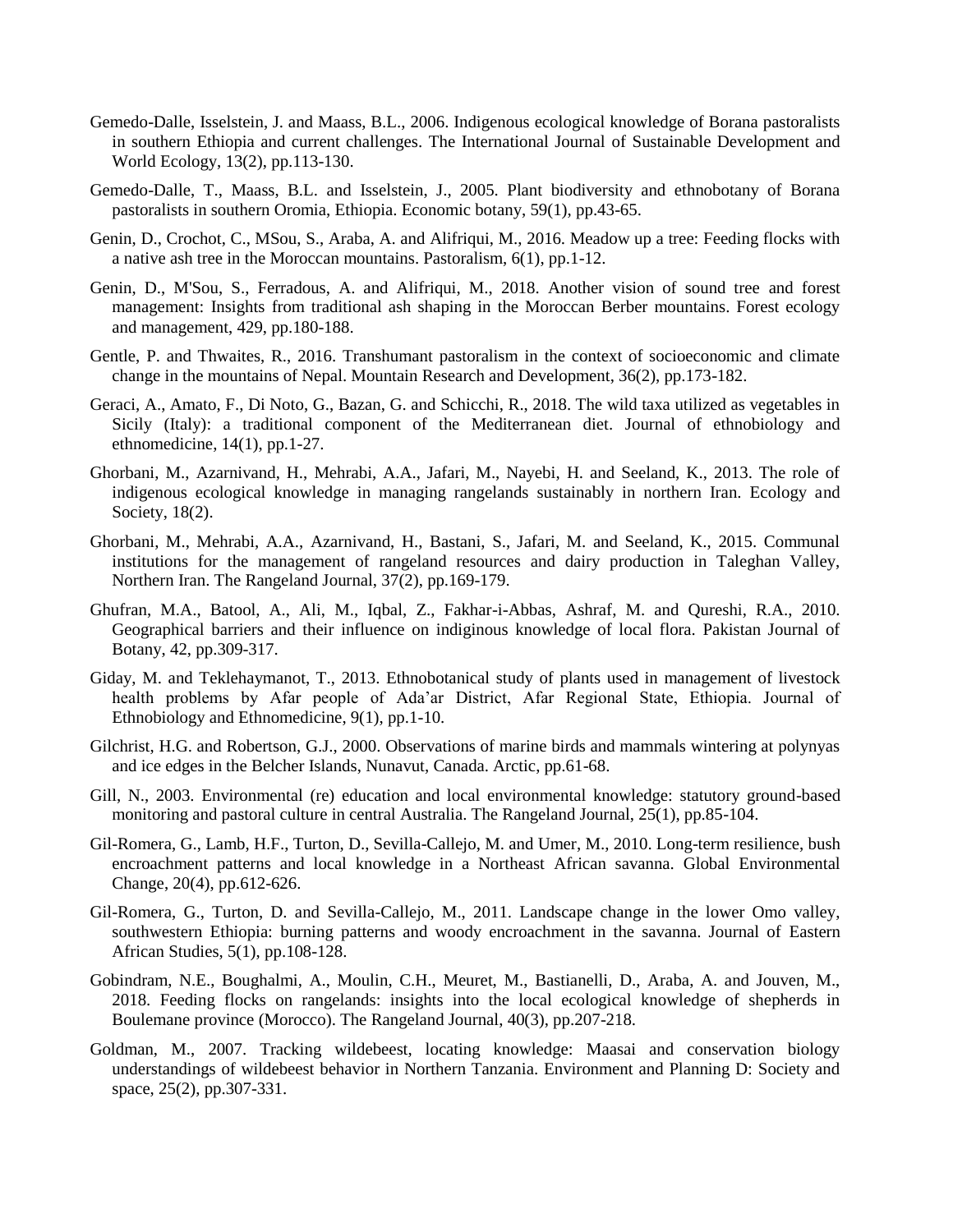Gemedo-Dalle, Isselstein, J. and Maass, B.L., 2006. Indigenous ecological knowledge of Borana pastoralists in southern Ethiopia and current challenges. The International Journal of Sustainable Development and World Ecology, 13(2), pp.113-130.

Gemedo-Dalle, T., Maass, B.L. and Isselstein, J., 2005. Plant biodiversity and ethnobotany of Borana pastoralists in southern Oromia, Ethiopia. Economic botany, 59(1), pp.43-65.

Genin, D., Crochot, C., MSou, S., Araba, A. and Alifriqui, M., 2016. Meadow up a tree: Feeding flocks with a native ash tree in the Moroccan mountains. Pastoralism, 6(1), pp.1-12.

Genin, D., M'Sou, S., Ferradous, A. and Alifriqui, M., 2018. Another vision of sound tree and forest management: Insights from traditional ash shaping in the Moroccan Berber mountains. Forest ecology and management, 429, pp.180-188.

Gentle, P. and Thwaites, R., 2016. Transhumant pastoralism in the context of socioeconomic and climate change in the mountains of Nepal. Mountain Research and Development, 36(2), pp.173-182.

Geraci, A., Amato, F., Di Noto, G., Bazan, G. and Schicchi, R., 2018. The wild taxa utilized as vegetables in Sicily (Italy): a traditional component of the Mediterranean diet. Journal of ethnobiology and ethnomedicine, 14(1), pp.1-27.

Ghorbani, M., Azarnivand, H., Mehrabi, A.A., Jafari, M., Nayebi, H. and Seeland, K., 2013. The role of indigenous ecological knowledge in managing rangelands sustainably in northern Iran. Ecology and Society, 18(2).

Ghorbani, M., Mehrabi, A.A., Azarnivand, H., Bastani, S., Jafari, M. and Seeland, K., 2015. Communal institutions for the management of rangeland resources and dairy production in Taleghan Valley, Northern Iran. The Rangeland Journal, 37(2), pp.169-179.

Ghufran, M.A., Batool, A., Ali, M., Iqbal, Z., Fakhar-i-Abbas, Ashraf, M. and Qureshi, R.A., 2010. Geographical barriers and their influence on indiginous knowledge of local flora. Pakistan Journal of Botany, 42, pp.309-317.

Giday, M. and Teklehaymanot, T., 2013. Ethnobotanical study of plants used in management of livestock health problems by Afar people of Ada'ar District, Afar Regional State, Ethiopia. Journal of Ethnobiology and Ethnomedicine, 9(1), pp.1-10.

Gilchrist, H.G. and Robertson, G.J., 2000. Observations of marine birds and mammals wintering at polynyas and ice edges in the Belcher Islands, Nunavut, Canada. Arctic, pp.61-68.

Gill, N., 2003. Environmental (re) education and local environmental knowledge: statutory ground-based monitoring and pastoral culture in central Australia. The Rangeland Journal, 25(1), pp.85-104.

Gil-Romera, G., Lamb, H.F., Turton, D., Sevilla-Callejo, M. and Umer, M., 2010. Long-term resilience, bush encroachment patterns and local knowledge in a Northeast African savanna. Global Environmental Change, 20(4), pp.612-626.

Gil-Romera, G., Turton, D. and Sevilla-Callejo, M., 2011. Landscape change in the lower Omo valley, southwestern Ethiopia: burning patterns and woody encroachment in the savanna. Journal of Eastern African Studies, 5(1), pp.108-128.

Gobindram, N.E., Boughalmi, A., Moulin, C.H., Meuret, M., Bastianelli, D., Araba, A. and Jouven, M., 2018. Feeding flocks on rangelands: insights into the local ecological knowledge of shepherds in Boulemane province (Morocco). The Rangeland Journal, 40(3), pp.207-218.

Goldman, M., 2007. Tracking wildebeest, locating knowledge: Maasai and conservation biology understandings of wildebeest behavior in Northern Tanzania. Environment and Planning D: Society and space, 25(2), pp.307-331.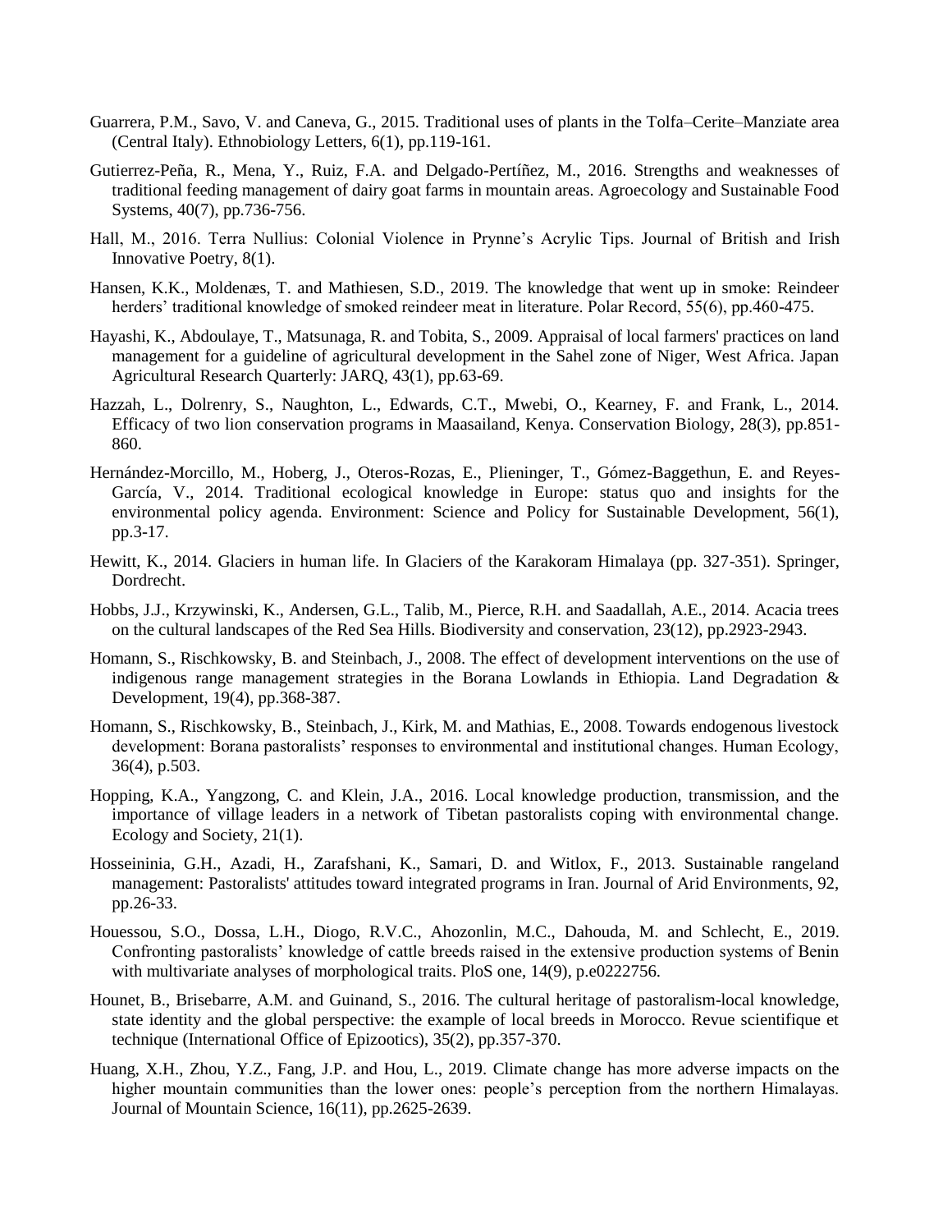Guarrera, P.M., Savo, V. and Caneva, G., 2015. Traditional uses of plants in the Tolfa–Cerite–Manziate area (Central Italy). Ethnobiology Letters, 6(1), pp.119-161.

Gutierrez-Peña, R., Mena, Y., Ruiz, F.A. and Delgado-Pertíñez, M., 2016. Strengths and weaknesses of traditional feeding management of dairy goat farms in mountain areas. Agroecology and Sustainable Food Systems, 40(7), pp.736-756.

Hall, M., 2016. Terra Nullius: Colonial Violence in Prynne's Acrylic Tips. Journal of British and Irish Innovative Poetry, 8(1).

Hansen, K.K., Moldenæs, T. and Mathiesen, S.D., 2019. The knowledge that went up in smoke: Reindeer herders' traditional knowledge of smoked reindeer meat in literature. Polar Record, 55(6), pp.460-475.

Hayashi, K., Abdoulaye, T., Matsunaga, R. and Tobita, S., 2009. Appraisal of local farmers' practices on land management for a guideline of agricultural development in the Sahel zone of Niger, West Africa. Japan Agricultural Research Quarterly: JARQ, 43(1), pp.63-69.

Hazzah, L., Dolrenry, S., Naughton, L., Edwards, C.T., Mwebi, O., Kearney, F. and Frank, L., 2014. Efficacy of two lion conservation programs in Maasailand, Kenya. Conservation Biology, 28(3), pp.851-860.

Hernández-Morcillo, M., Hoberg, J., Oteros-Rozas, E., Plieninger, T., Gómez-Baggethun, E. and Reyes-García, V., 2014. Traditional ecological knowledge in Europe: status quo and insights for the environmental policy agenda. Environment: Science and Policy for Sustainable Development, 56(1), pp.3-17.

Hewitt, K., 2014. Glaciers in human life. In Glaciers of the Karakoram Himalaya (pp. 327-351). Springer, Dordrecht.

Hobbs, J.J., Krzywinski, K., Andersen, G.L., Talib, M., Pierce, R.H. and Saadallah, A.E., 2014. Acacia trees on the cultural landscapes of the Red Sea Hills. Biodiversity and conservation, 23(12), pp.2923-2943.

Homann, S., Rischkowsky, B. and Steinbach, J., 2008. The effect of development interventions on the use of indigenous range management strategies in the Borana Lowlands in Ethiopia. Land Degradation & Development, 19(4), pp.368-387.

Homann, S., Rischkowsky, B., Steinbach, J., Kirk, M. and Mathias, E., 2008. Towards endogenous livestock development: Borana pastoralists' responses to environmental and institutional changes. Human Ecology, 36(4), p.503.

Hopping, K.A., Yangzong, C. and Klein, J.A., 2016. Local knowledge production, transmission, and the importance of village leaders in a network of Tibetan pastoralists coping with environmental change. Ecology and Society, 21(1).

Hosseininia, G.H., Azadi, H., Zarafshani, K., Samari, D. and Witlox, F., 2013. Sustainable rangeland management: Pastoralists' attitudes toward integrated programs in Iran. Journal of Arid Environments, 92, pp.26-33.

Houessou, S.O., Dossa, L.H., Diogo, R.V.C., Ahozonlin, M.C., Dahouda, M. and Schlecht, E., 2019. Confronting pastoralists' knowledge of cattle breeds raised in the extensive production systems of Benin with multivariate analyses of morphological traits. PloS one, 14(9), p.e0222756.

Hounet, B., Brisebarre, A.M. and Guinand, S., 2016. The cultural heritage of pastoralism-local knowledge, state identity and the global perspective: the example of local breeds in Morocco. Revue scientifique et technique (International Office of Epizootics), 35(2), pp.357-370.

Huang, X.H., Zhou, Y.Z., Fang, J.P. and Hou, L., 2019. Climate change has more adverse impacts on the higher mountain communities than the lower ones: people's perception from the northern Himalayas. Journal of Mountain Science, 16(11), pp.2625-2639.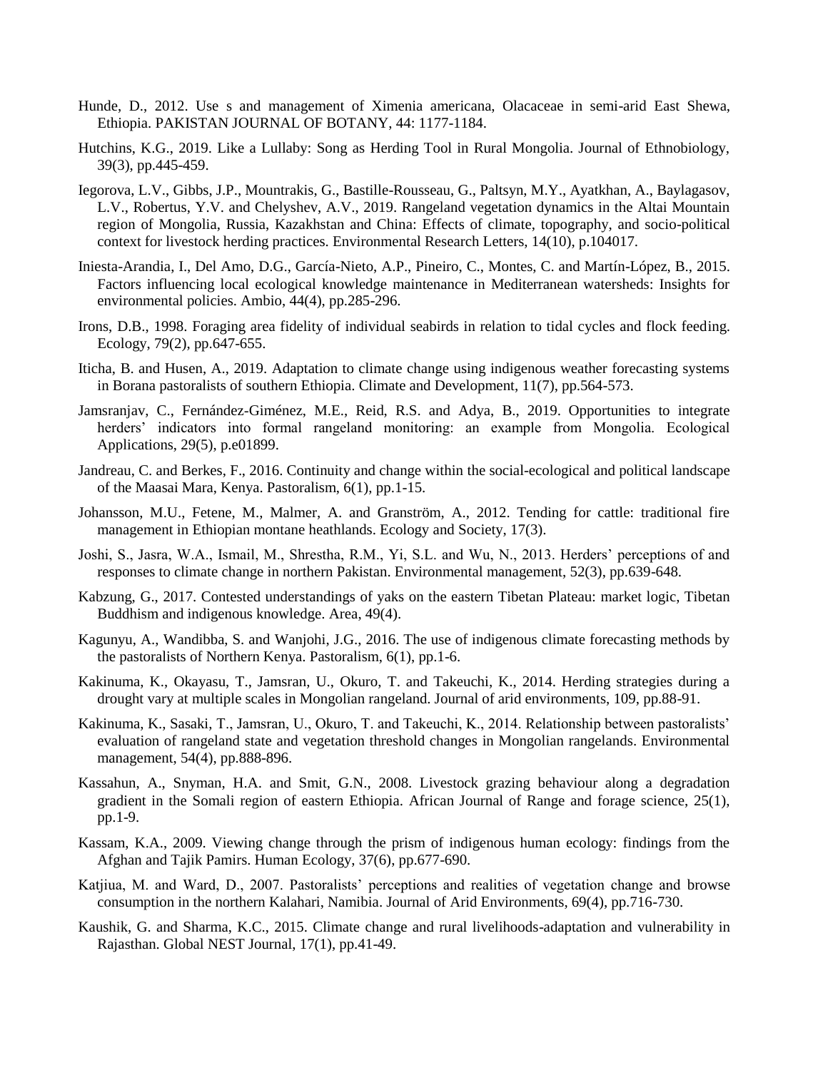Hunde, D., 2012. Use s and management of Ximenia americana, Olacaceae in semi-arid East Shewa, Ethiopia. PAKISTAN JOURNAL OF BOTANY, 44: 1177-1184.

Hutchins, K.G., 2019. Like a Lullaby: Song as Herding Tool in Rural Mongolia. Journal of Ethnobiology, 39(3), pp.445-459.

Iegorova, L.V., Gibbs, J.P., Mountrakis, G., Bastille-Rousseau, G., Paltsyn, M.Y., Ayatkhan, A., Baylagasov, L.V., Robertus, Y.V. and Chelyshev, A.V., 2019. Rangeland vegetation dynamics in the Altai Mountain region of Mongolia, Russia, Kazakhstan and China: Effects of climate, topography, and socio-political context for livestock herding practices. Environmental Research Letters, 14(10), p.104017.

Iniesta-Arandia, I., Del Amo, D.G., García-Nieto, A.P., Pineiro, C., Montes, C. and Martín-López, B., 2015. Factors influencing local ecological knowledge maintenance in Mediterranean watersheds: Insights for environmental policies. Ambio, 44(4), pp.285-296.

Irons, D.B., 1998. Foraging area fidelity of individual seabirds in relation to tidal cycles and flock feeding. Ecology, 79(2), pp.647-655.

Iticha, B. and Husen, A., 2019. Adaptation to climate change using indigenous weather forecasting systems in Borana pastoralists of southern Ethiopia. Climate and Development, 11(7), pp.564-573.

Jamsranjav, C., Fernández-Giménez, M.E., Reid, R.S. and Adya, B., 2019. Opportunities to integrate herders' indicators into formal rangeland monitoring: an example from Mongolia. Ecological Applications, 29(5), p.e01899.

Jandreau, C. and Berkes, F., 2016. Continuity and change within the social-ecological and political landscape of the Maasai Mara, Kenya. Pastoralism, 6(1), pp.1-15.

Johansson, M.U., Fetene, M., Malmer, A. and Granström, A., 2012. Tending for cattle: traditional fire management in Ethiopian montane heathlands. Ecology and Society, 17(3).

Joshi, S., Jasra, W.A., Ismail, M., Shrestha, R.M., Yi, S.L. and Wu, N., 2013. Herders' perceptions of and responses to climate change in northern Pakistan. Environmental management, 52(3), pp.639-648.

Kabzung, G., 2017. Contested understandings of yaks on the eastern Tibetan Plateau: market logic, Tibetan Buddhism and indigenous knowledge. Area, 49(4).

Kagunyu, A., Wandibba, S. and Wanjohi, J.G., 2016. The use of indigenous climate forecasting methods by the pastoralists of Northern Kenya. Pastoralism, 6(1), pp.1-6.

Kakinuma, K., Okayasu, T., Jamsran, U., Okuro, T. and Takeuchi, K., 2014. Herding strategies during a drought vary at multiple scales in Mongolian rangeland. Journal of arid environments, 109, pp.88-91.

Kakinuma, K., Sasaki, T., Jamsran, U., Okuro, T. and Takeuchi, K., 2014. Relationship between pastoralists' evaluation of rangeland state and vegetation threshold changes in Mongolian rangelands. Environmental management, 54(4), pp.888-896.

Kassahun, A., Snyman, H.A. and Smit, G.N., 2008. Livestock grazing behaviour along a degradation gradient in the Somali region of eastern Ethiopia. African Journal of Range and forage science, 25(1), pp.1-9.

Kassam, K.A., 2009. Viewing change through the prism of indigenous human ecology: findings from the Afghan and Tajik Pamirs. Human Ecology, 37(6), pp.677-690.

Katjiua, M. and Ward, D., 2007. Pastoralists' perceptions and realities of vegetation change and browse consumption in the northern Kalahari, Namibia. Journal of Arid Environments, 69(4), pp.716-730.

Kaushik, G. and Sharma, K.C., 2015. Climate change and rural livelihoods-adaptation and vulnerability in Rajasthan. Global NEST Journal, 17(1), pp.41-49.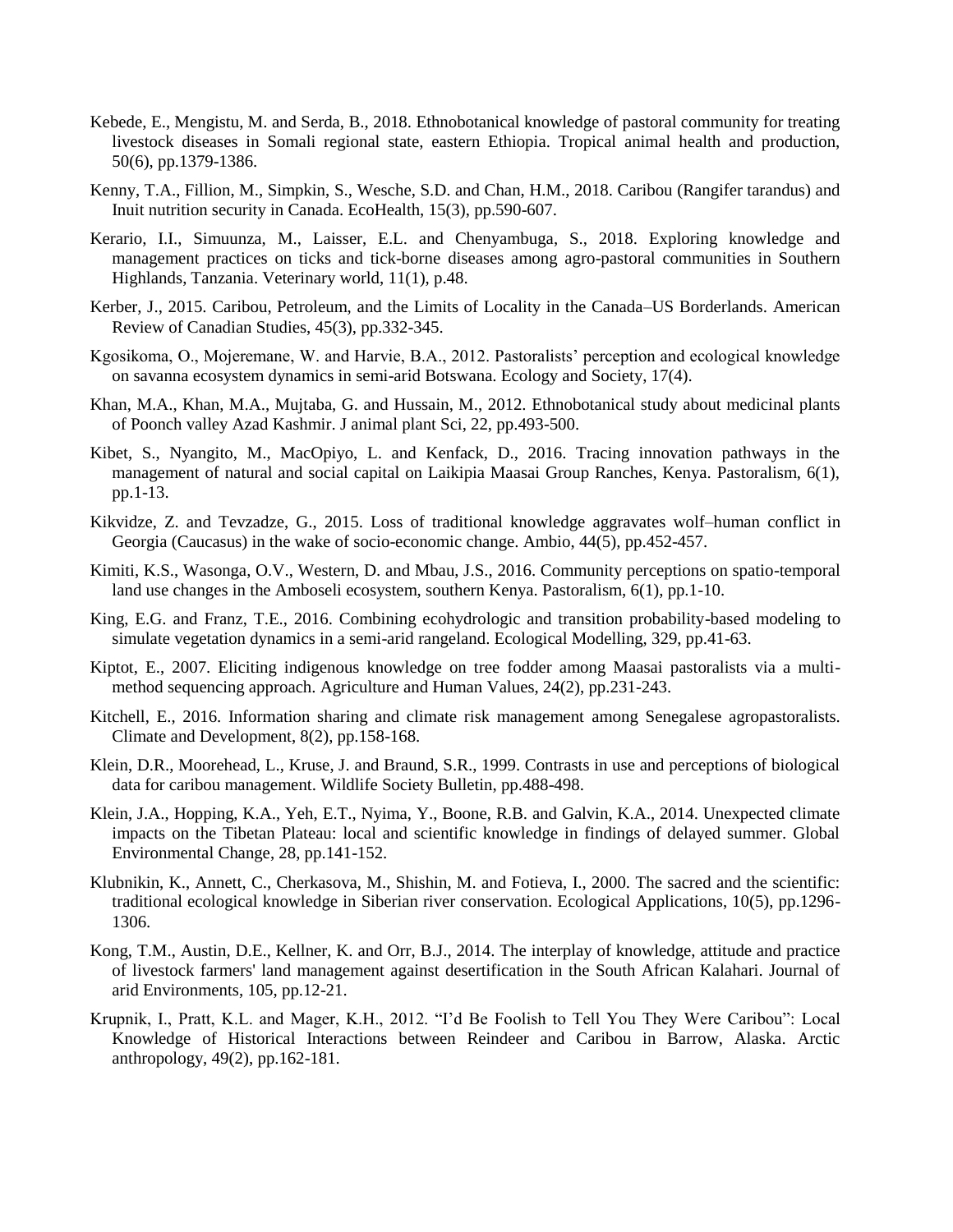Kebede, E., Mengistu, M. and Serda, B., 2018. Ethnobotanical knowledge of pastoral community for treating livestock diseases in Somali regional state, eastern Ethiopia. Tropical animal health and production, 50(6), pp.1379-1386.

Kenny, T.A., Fillion, M., Simpkin, S., Wesche, S.D. and Chan, H.M., 2018. Caribou (Rangifer tarandus) and Inuit nutrition security in Canada. EcoHealth, 15(3), pp.590-607.

Kerario, I.I., Simuunza, M., Laisser, E.L. and Chenyambuga, S., 2018. Exploring knowledge and management practices on ticks and tick-borne diseases among agro-pastoral communities in Southern Highlands, Tanzania. Veterinary world, 11(1), p.48.

Kerber, J., 2015. Caribou, Petroleum, and the Limits of Locality in the Canada–US Borderlands. American Review of Canadian Studies, 45(3), pp.332-345.

Kgosikoma, O., Mojeremane, W. and Harvie, B.A., 2012. Pastoralists' perception and ecological knowledge on savanna ecosystem dynamics in semi-arid Botswana. Ecology and Society, 17(4).

Khan, M.A., Khan, M.A., Mujtaba, G. and Hussain, M., 2012. Ethnobotanical study about medicinal plants of Poonch valley Azad Kashmir. J animal plant Sci, 22, pp.493-500.

Kibet, S., Nyangito, M., MacOpiyo, L. and Kenfack, D., 2016. Tracing innovation pathways in the management of natural and social capital on Laikipia Maasai Group Ranches, Kenya. Pastoralism, 6(1), pp.1-13.

Kikvidze, Z. and Tevzadze, G., 2015. Loss of traditional knowledge aggravates wolf–human conflict in Georgia (Caucasus) in the wake of socio-economic change. Ambio, 44(5), pp.452-457.

Kimiti, K.S., Wasonga, O.V., Western, D. and Mbau, J.S., 2016. Community perceptions on spatio-temporal land use changes in the Amboseli ecosystem, southern Kenya. Pastoralism, 6(1), pp.1-10.

King, E.G. and Franz, T.E., 2016. Combining ecohydrologic and transition probability-based modeling to simulate vegetation dynamics in a semi-arid rangeland. Ecological Modelling, 329, pp.41-63.

Kiptot, E., 2007. Eliciting indigenous knowledge on tree fodder among Maasai pastoralists via a multi-method sequencing approach. Agriculture and Human Values, 24(2), pp.231-243.

Kitchell, E., 2016. Information sharing and climate risk management among Senegalese agropastoralists. Climate and Development, 8(2), pp.158-168.

Klein, D.R., Moorehead, L., Kruse, J. and Braund, S.R., 1999. Contrasts in use and perceptions of biological data for caribou management. Wildlife Society Bulletin, pp.488-498.

Klein, J.A., Hopping, K.A., Yeh, E.T., Nyima, Y., Boone, R.B. and Galvin, K.A., 2014. Unexpected climate impacts on the Tibetan Plateau: local and scientific knowledge in findings of delayed summer. Global Environmental Change, 28, pp.141-152.

Klubnikin, K., Annett, C., Cherkasova, M., Shishin, M. and Fotieva, I., 2000. The sacred and the scientific: traditional ecological knowledge in Siberian river conservation. Ecological Applications, 10(5), pp.1296-1306.

Kong, T.M., Austin, D.E., Kellner, K. and Orr, B.J., 2014. The interplay of knowledge, attitude and practice of livestock farmers' land management against desertification in the South African Kalahari. Journal of arid Environments, 105, pp.12-21.

Krupnik, I., Pratt, K.L. and Mager, K.H., 2012. "I'd Be Foolish to Tell You They Were Caribou": Local Knowledge of Historical Interactions between Reindeer and Caribou in Barrow, Alaska. Arctic anthropology, 49(2), pp.162-181.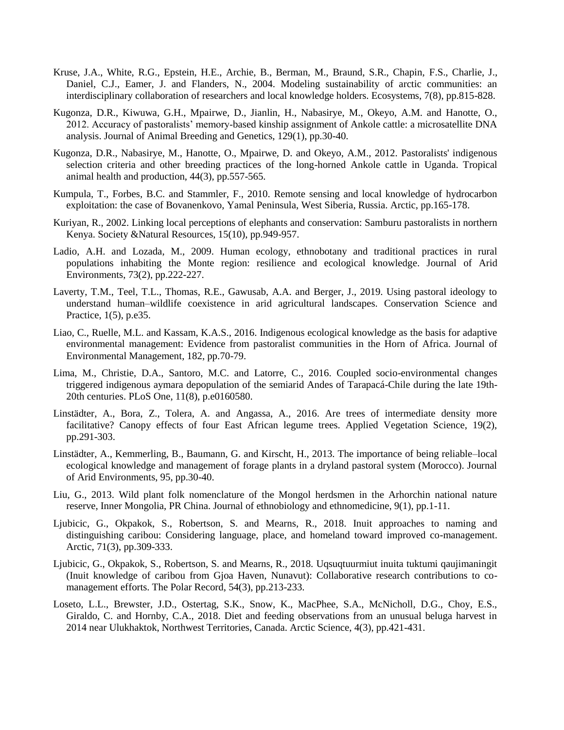Kruse, J.A., White, R.G., Epstein, H.E., Archie, B., Berman, M., Braund, S.R., Chapin, F.S., Charlie, J., Daniel, C.J., Eamer, J. and Flanders, N., 2004. Modeling sustainability of arctic communities: an interdisciplinary collaboration of researchers and local knowledge holders. Ecosystems, 7(8), pp.815-828.

Kugonza, D.R., Kiwuwa, G.H., Mpairwe, D., Jianlin, H., Nabasirye, M., Okeyo, A.M. and Hanotte, O., 2012. Accuracy of pastoralists' memory-based kinship assignment of Ankole cattle: a microsatellite DNA analysis. Journal of Animal Breeding and Genetics, 129(1), pp.30-40.

Kugonza, D.R., Nabasirye, M., Hanotte, O., Mpairwe, D. and Okeyo, A.M., 2012. Pastoralists' indigenous selection criteria and other breeding practices of the long-horned Ankole cattle in Uganda. Tropical animal health and production, 44(3), pp.557-565.

Kumpula, T., Forbes, B.C. and Stammler, F., 2010. Remote sensing and local knowledge of hydrocarbon exploitation: the case of Bovanenkovo, Yamal Peninsula, West Siberia, Russia. Arctic, pp.165-178.

Kuriyan, R., 2002. Linking local perceptions of elephants and conservation: Samburu pastoralists in northern Kenya. Society &Natural Resources, 15(10), pp.949-957.

Ladio, A.H. and Lozada, M., 2009. Human ecology, ethnobotany and traditional practices in rural populations inhabiting the Monte region: resilience and ecological knowledge. Journal of Arid Environments, 73(2), pp.222-227.

Laverty, T.M., Teel, T.L., Thomas, R.E., Gawusab, A.A. and Berger, J., 2019. Using pastoral ideology to understand human–wildlife coexistence in arid agricultural landscapes. Conservation Science and Practice, 1(5), p.e35.

Liao, C., Ruelle, M.L. and Kassam, K.A.S., 2016. Indigenous ecological knowledge as the basis for adaptive environmental management: Evidence from pastoralist communities in the Horn of Africa. Journal of Environmental Management, 182, pp.70-79.

Lima, M., Christie, D.A., Santoro, M.C. and Latorre, C., 2016. Coupled socio-environmental changes triggered indigenous aymara depopulation of the semiarid Andes of Tarapacá-Chile during the late 19th-20th centuries. PLoS One, 11(8), p.e0160580.

Linstädter, A., Bora, Z., Tolera, A. and Angassa, A., 2016. Are trees of intermediate density more facilitative? Canopy effects of four East African legume trees. Applied Vegetation Science, 19(2), pp.291-303.

Linstädter, A., Kemmerling, B., Baumann, G. and Kirscht, H., 2013. The importance of being reliable–local ecological knowledge and management of forage plants in a dryland pastoral system (Morocco). Journal of Arid Environments, 95, pp.30-40.

Liu, G., 2013. Wild plant folk nomenclature of the Mongol herdsmen in the Arhorchin national nature reserve, Inner Mongolia, PR China. Journal of ethnobiology and ethnomedicine, 9(1), pp.1-11.

Ljubicic, G., Okpakok, S., Robertson, S. and Mearns, R., 2018. Inuit approaches to naming and distinguishing caribou: Considering language, place, and homeland toward improved co-management. Arctic, 71(3), pp.309-333.

Ljubicic, G., Okpakok, S., Robertson, S. and Mearns, R., 2018. Uqsuqtuurmiut inuita tuktumi qaujimaningit (Inuit knowledge of caribou from Gjoa Haven, Nunavut): Collaborative research contributions to co-management efforts. The Polar Record, 54(3), pp.213-233.

Loseto, L.L., Brewster, J.D., Ostertag, S.K., Snow, K., MacPhee, S.A., McNicholl, D.G., Choy, E.S., Giraldo, C. and Hornby, C.A., 2018. Diet and feeding observations from an unusual beluga harvest in 2014 near Ulukhaktok, Northwest Territories, Canada. Arctic Science, 4(3), pp.421-431.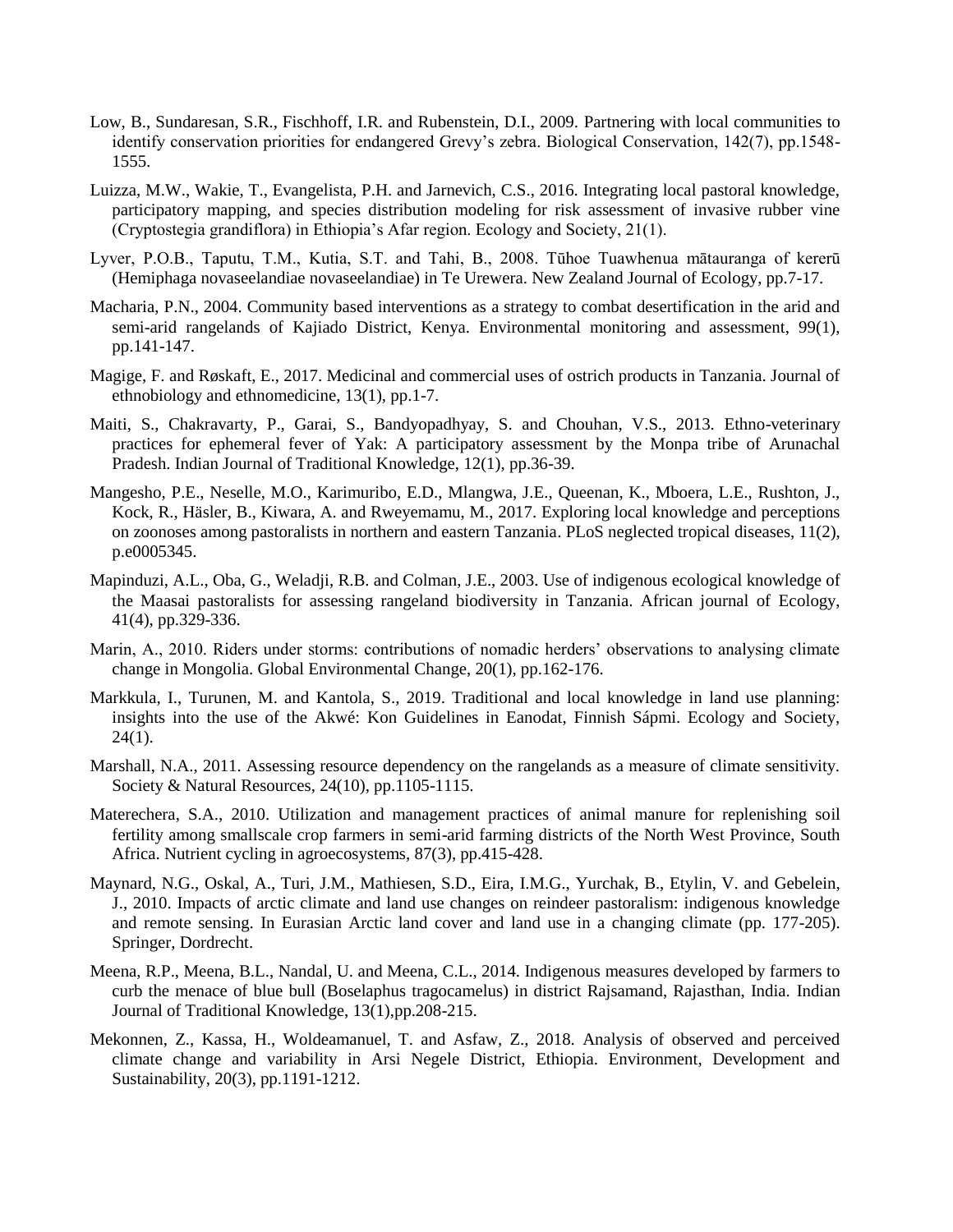Low, B., Sundaresan, S.R., Fischhoff, I.R. and Rubenstein, D.I., 2009. Partnering with local communities to identify conservation priorities for endangered Grevy's zebra. Biological Conservation, 142(7), pp.1548-1555.

Luizza, M.W., Wakie, T., Evangelista, P.H. and Jarnevich, C.S., 2016. Integrating local pastoral knowledge, participatory mapping, and species distribution modeling for risk assessment of invasive rubber vine (Cryptostegia grandiflora) in Ethiopia's Afar region. Ecology and Society, 21(1).

Lyver, P.O.B., Taputu, T.M., Kutia, S.T. and Tahi, B., 2008. Tūhoe Tuawhenua mātauranga of kererū (Hemiphaga novaseelandiae novaseelandiae) in Te Urewera. New Zealand Journal of Ecology, pp.7-17.

Macharia, P.N., 2004. Community based interventions as a strategy to combat desertification in the arid and semi-arid rangelands of Kajiado District, Kenya. Environmental monitoring and assessment, 99(1), pp.141-147.

Magige, F. and Røskaft, E., 2017. Medicinal and commercial uses of ostrich products in Tanzania. Journal of ethnobiology and ethnomedicine, 13(1), pp.1-7.

Maiti, S., Chakravarty, P., Garai, S., Bandyopadhyay, S. and Chouhan, V.S., 2013. Ethno-veterinary practices for ephemeral fever of Yak: A participatory assessment by the Monpa tribe of Arunachal Pradesh. Indian Journal of Traditional Knowledge, 12(1), pp.36-39.

Mangesho, P.E., Neselle, M.O., Karimuribo, E.D., Mlangwa, J.E., Queenan, K., Mboera, L.E., Rushton, J., Kock, R., Häsler, B., Kiwara, A. and Rweyemamu, M., 2017. Exploring local knowledge and perceptions on zoonoses among pastoralists in northern and eastern Tanzania. PLoS neglected tropical diseases, 11(2), p.e0005345.

Mapinduzi, A.L., Oba, G., Weladji, R.B. and Colman, J.E., 2003. Use of indigenous ecological knowledge of the Maasai pastoralists for assessing rangeland biodiversity in Tanzania. African journal of Ecology, 41(4), pp.329-336.

Marin, A., 2010. Riders under storms: contributions of nomadic herders' observations to analysing climate change in Mongolia. Global Environmental Change, 20(1), pp.162-176.

Markkula, I., Turunen, M. and Kantola, S., 2019. Traditional and local knowledge in land use planning: insights into the use of the Akwé: Kon Guidelines in Eanodat, Finnish Sápmi. Ecology and Society, 24(1).

Marshall, N.A., 2011. Assessing resource dependency on the rangelands as a measure of climate sensitivity. Society & Natural Resources, 24(10), pp.1105-1115.

Materechera, S.A., 2010. Utilization and management practices of animal manure for replenishing soil fertility among smallscale crop farmers in semi-arid farming districts of the North West Province, South Africa. Nutrient cycling in agroecosystems, 87(3), pp.415-428.

Maynard, N.G., Oskal, A., Turi, J.M., Mathiesen, S.D., Eira, I.M.G., Yurchak, B., Etylin, V. and Gebelein, J., 2010. Impacts of arctic climate and land use changes on reindeer pastoralism: indigenous knowledge and remote sensing. In Eurasian Arctic land cover and land use in a changing climate (pp. 177-205). Springer, Dordrecht.

Meena, R.P., Meena, B.L., Nandal, U. and Meena, C.L., 2014. Indigenous measures developed by farmers to curb the menace of blue bull (Boselaphus tragocamelus) in district Rajsamand, Rajasthan, India. Indian Journal of Traditional Knowledge, 13(1),pp.208-215.

Mekonnen, Z., Kassa, H., Woldeamanuel, T. and Asfaw, Z., 2018. Analysis of observed and perceived climate change and variability in Arsi Negele District, Ethiopia. Environment, Development and Sustainability, 20(3), pp.1191-1212.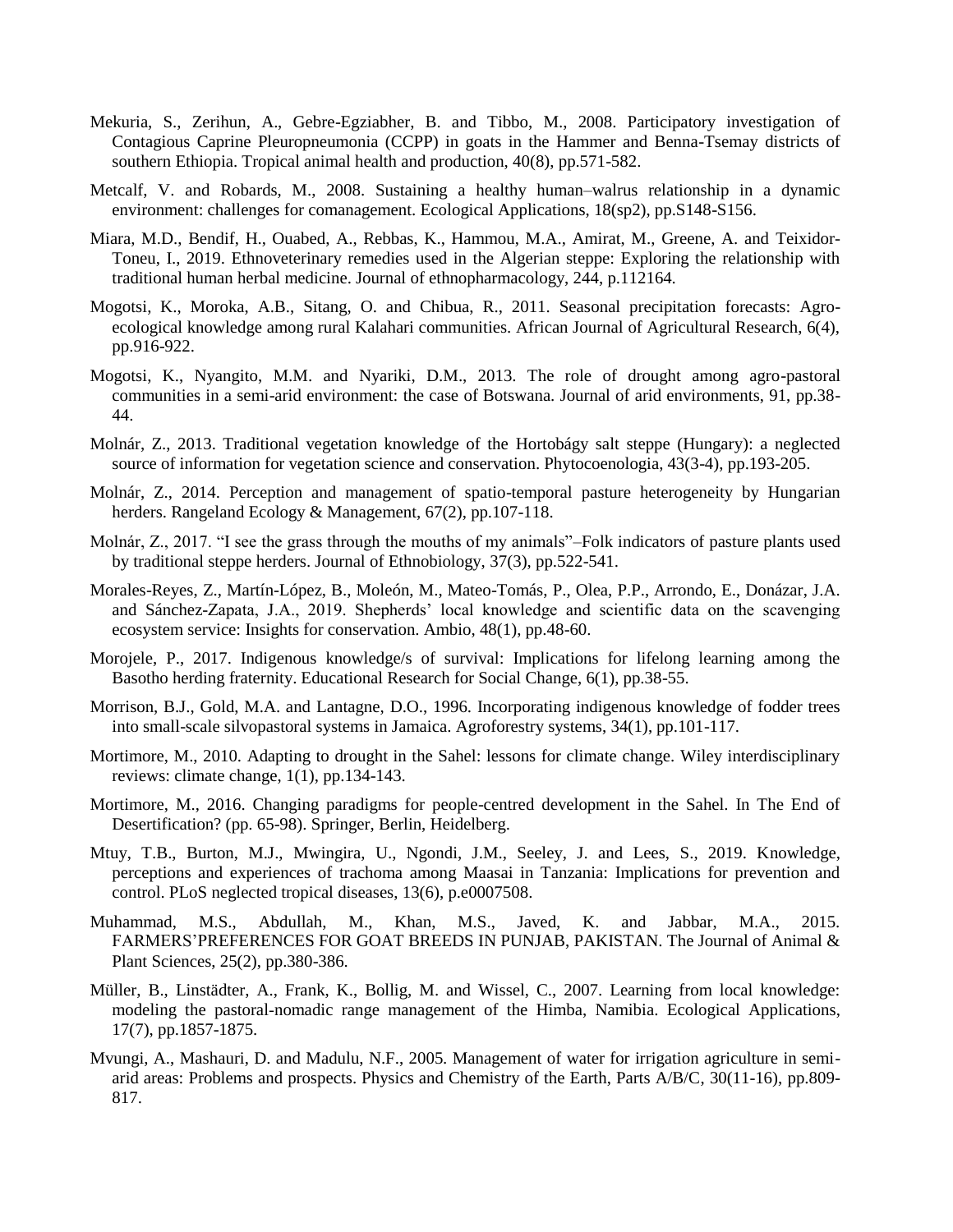Mekuria, S., Zerihun, A., Gebre-Egziabher, B. and Tibbo, M., 2008. Participatory investigation of Contagious Caprine Pleuropneumonia (CCPP) in goats in the Hammer and Benna-Tsemay districts of southern Ethiopia. Tropical animal health and production, 40(8), pp.571-582.

Metcalf, V. and Robards, M., 2008. Sustaining a healthy human–walrus relationship in a dynamic environment: challenges for comanagement. Ecological Applications, 18(sp2), pp.S148-S156.

Miara, M.D., Bendif, H., Ouabed, A., Rebbas, K., Hammou, M.A., Amirat, M., Greene, A. and Teixidor-Toneu, I., 2019. Ethnoveterinary remedies used in the Algerian steppe: Exploring the relationship with traditional human herbal medicine. Journal of ethnopharmacology, 244, p.112164.

Mogotsi, K., Moroka, A.B., Sitang, O. and Chibua, R., 2011. Seasonal precipitation forecasts: Agro-ecological knowledge among rural Kalahari communities. African Journal of Agricultural Research, 6(4), pp.916-922.

Mogotsi, K., Nyangito, M.M. and Nyariki, D.M., 2013. The role of drought among agro-pastoral communities in a semi-arid environment: the case of Botswana. Journal of arid environments, 91, pp.38-44.

Molnár, Z., 2013. Traditional vegetation knowledge of the Hortobágy salt steppe (Hungary): a neglected source of information for vegetation science and conservation. Phytocoenologia, 43(3-4), pp.193-205.

Molnár, Z., 2014. Perception and management of spatio-temporal pasture heterogeneity by Hungarian herders. Rangeland Ecology & Management, 67(2), pp.107-118.

Molnár, Z., 2017. "I see the grass through the mouths of my animals"–Folk indicators of pasture plants used by traditional steppe herders. Journal of Ethnobiology, 37(3), pp.522-541.

Morales-Reyes, Z., Martín-López, B., Moleón, M., Mateo-Tomás, P., Olea, P.P., Arrondo, E., Donázar, J.A. and Sánchez-Zapata, J.A., 2019. Shepherds' local knowledge and scientific data on the scavenging ecosystem service: Insights for conservation. Ambio, 48(1), pp.48-60.

Morojele, P., 2017. Indigenous knowledge/s of survival: Implications for lifelong learning among the Basotho herding fraternity. Educational Research for Social Change, 6(1), pp.38-55.

Morrison, B.J., Gold, M.A. and Lantagne, D.O., 1996. Incorporating indigenous knowledge of fodder trees into small-scale silvopastoral systems in Jamaica. Agroforestry systems, 34(1), pp.101-117.

Mortimore, M., 2010. Adapting to drought in the Sahel: lessons for climate change. Wiley interdisciplinary reviews: climate change, 1(1), pp.134-143.

Mortimore, M., 2016. Changing paradigms for people-centred development in the Sahel. In The End of Desertification? (pp. 65-98). Springer, Berlin, Heidelberg.

Mtuy, T.B., Burton, M.J., Mwingira, U., Ngondi, J.M., Seeley, J. and Lees, S., 2019. Knowledge, perceptions and experiences of trachoma among Maasai in Tanzania: Implications for prevention and control. PLoS neglected tropical diseases, 13(6), p.e0007508.

Muhammad, M.S., Abdullah, M., Khan, M.S., Javed, K. and Jabbar, M.A., 2015. FARMERS'PREFERENCES FOR GOAT BREEDS IN PUNJAB, PAKISTAN. The Journal of Animal & Plant Sciences, 25(2), pp.380-386.

Müller, B., Linstädter, A., Frank, K., Bollig, M. and Wissel, C., 2007. Learning from local knowledge: modeling the pastoral-nomadic range management of the Himba, Namibia. Ecological Applications, 17(7), pp.1857-1875.

Mvungi, A., Mashauri, D. and Madulu, N.F., 2005. Management of water for irrigation agriculture in semi-arid areas: Problems and prospects. Physics and Chemistry of the Earth, Parts A/B/C, 30(11-16), pp.809-817.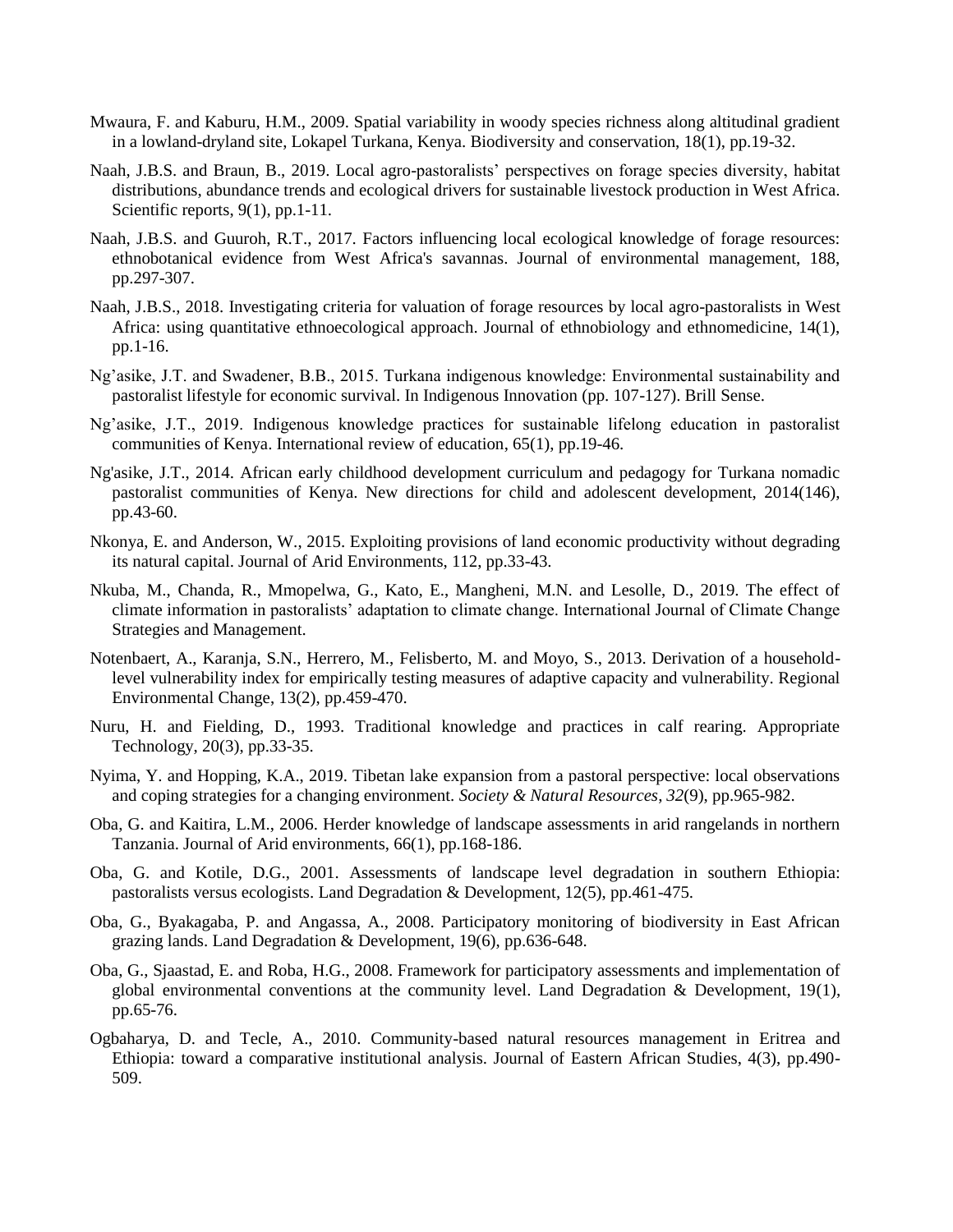Mwaura, F. and Kaburu, H.M., 2009. Spatial variability in woody species richness along altitudinal gradient in a lowland-dryland site, Lokapel Turkana, Kenya. Biodiversity and conservation, 18(1), pp.19-32.

Naah, J.B.S. and Braun, B., 2019. Local agro-pastoralists' perspectives on forage species diversity, habitat distributions, abundance trends and ecological drivers for sustainable livestock production in West Africa. Scientific reports, 9(1), pp.1-11.

Naah, J.B.S. and Guuroh, R.T., 2017. Factors influencing local ecological knowledge of forage resources: ethnobotanical evidence from West Africa's savannas. Journal of environmental management, 188, pp.297-307.

Naah, J.B.S., 2018. Investigating criteria for valuation of forage resources by local agro-pastoralists in West Africa: using quantitative ethnoecological approach. Journal of ethnobiology and ethnomedicine, 14(1), pp.1-16.

Ng'asike, J.T. and Swadener, B.B., 2015. Turkana indigenous knowledge: Environmental sustainability and pastoralist lifestyle for economic survival. In Indigenous Innovation (pp. 107-127). Brill Sense.

Ng'asike, J.T., 2019. Indigenous knowledge practices for sustainable lifelong education in pastoralist communities of Kenya. International review of education, 65(1), pp.19-46.

Ng'asike, J.T., 2014. African early childhood development curriculum and pedagogy for Turkana nomadic pastoralist communities of Kenya. New directions for child and adolescent development, 2014(146), pp.43-60.

Nkonya, E. and Anderson, W., 2015. Exploiting provisions of land economic productivity without degrading its natural capital. Journal of Arid Environments, 112, pp.33-43.

Nkuba, M., Chanda, R., Mmopelwa, G., Kato, E., Mangheni, M.N. and Lesolle, D., 2019. The effect of climate information in pastoralists' adaptation to climate change. International Journal of Climate Change Strategies and Management.

Notenbaert, A., Karanja, S.N., Herrero, M., Felisberto, M. and Moyo, S., 2013. Derivation of a household-level vulnerability index for empirically testing measures of adaptive capacity and vulnerability. Regional Environmental Change, 13(2), pp.459-470.

Nuru, H. and Fielding, D., 1993. Traditional knowledge and practices in calf rearing. Appropriate Technology, 20(3), pp.33-35.

Nyima, Y. and Hopping, K.A., 2019. Tibetan lake expansion from a pastoral perspective: local observations and coping strategies for a changing environment. *Society & Natural Resources*, *32*(9), pp.965-982.

Oba, G. and Kaitira, L.M., 2006. Herder knowledge of landscape assessments in arid rangelands in northern Tanzania. Journal of Arid environments, 66(1), pp.168-186.

Oba, G. and Kotile, D.G., 2001. Assessments of landscape level degradation in southern Ethiopia: pastoralists versus ecologists. Land Degradation & Development, 12(5), pp.461-475.

Oba, G., Byakagaba, P. and Angassa, A., 2008. Participatory monitoring of biodiversity in East African grazing lands. Land Degradation & Development, 19(6), pp.636-648.

Oba, G., Sjaastad, E. and Roba, H.G., 2008. Framework for participatory assessments and implementation of global environmental conventions at the community level. Land Degradation & Development, 19(1), pp.65-76.

Ogbaharya, D. and Tecle, A., 2010. Community-based natural resources management in Eritrea and Ethiopia: toward a comparative institutional analysis. Journal of Eastern African Studies, 4(3), pp.490-509.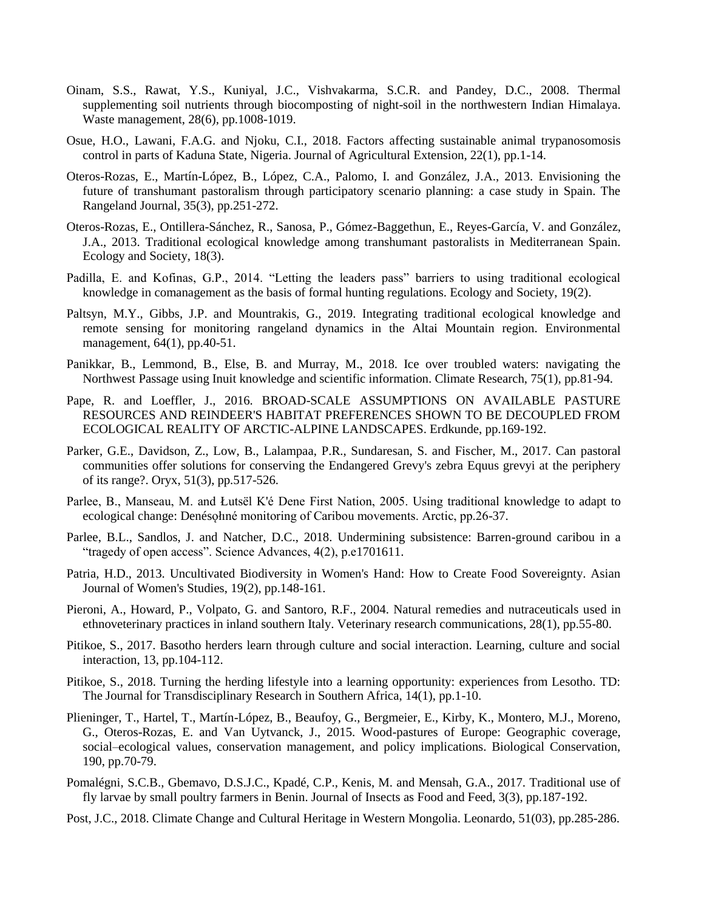Oinam, S.S., Rawat, Y.S., Kuniyal, J.C., Vishvakarma, S.C.R. and Pandey, D.C., 2008. Thermal supplementing soil nutrients through biocomposting of night-soil in the northwestern Indian Himalaya. Waste management, 28(6), pp.1008-1019.

Osue, H.O., Lawani, F.A.G. and Njoku, C.I., 2018. Factors affecting sustainable animal trypanosomosis control in parts of Kaduna State, Nigeria. Journal of Agricultural Extension, 22(1), pp.1-14.

Oteros-Rozas, E., Martín-López, B., López, C.A., Palomo, I. and González, J.A., 2013. Envisioning the future of transhumant pastoralism through participatory scenario planning: a case study in Spain. The Rangeland Journal, 35(3), pp.251-272.

Oteros-Rozas, E., Ontillera-Sánchez, R., Sanosa, P., Gómez-Baggethun, E., Reyes-García, V. and González, J.A., 2013. Traditional ecological knowledge among transhumant pastoralists in Mediterranean Spain. Ecology and Society, 18(3).

Padilla, E. and Kofinas, G.P., 2014. "Letting the leaders pass" barriers to using traditional ecological knowledge in comanagement as the basis of formal hunting regulations. Ecology and Society, 19(2).

Paltsyn, M.Y., Gibbs, J.P. and Mountrakis, G., 2019. Integrating traditional ecological knowledge and remote sensing for monitoring rangeland dynamics in the Altai Mountain region. Environmental management, 64(1), pp.40-51.

Panikkar, B., Lemmond, B., Else, B. and Murray, M., 2018. Ice over troubled waters: navigating the Northwest Passage using Inuit knowledge and scientific information. Climate Research, 75(1), pp.81-94.

Pape, R. and Loeffler, J., 2016. BROAD-SCALE ASSUMPTIONS ON AVAILABLE PASTURE RESOURCES AND REINDEER'S HABITAT PREFERENCES SHOWN TO BE DECOUPLED FROM ECOLOGICAL REALITY OF ARCTIC-ALPINE LANDSCAPES. Erdkunde, pp.169-192.

Parker, G.E., Davidson, Z., Low, B., Lalampaa, P.R., Sundaresan, S. and Fischer, M., 2017. Can pastoral communities offer solutions for conserving the Endangered Grevy's zebra Equus grevyi at the periphery of its range?. Oryx, 51(3), pp.517-526.

Parlee, B., Manseau, M. and Łutsël K'é Dene First Nation, 2005. Using traditional knowledge to adapt to ecological change: Denésǫłıné monitoring of Caribou movements. Arctic, pp.26-37.

Parlee, B.L., Sandlos, J. and Natcher, D.C., 2018. Undermining subsistence: Barren-ground caribou in a "tragedy of open access". Science Advances, 4(2), p.e1701611.

Patria, H.D., 2013. Uncultivated Biodiversity in Women's Hand: How to Create Food Sovereignty. Asian Journal of Women's Studies, 19(2), pp.148-161.

Pieroni, A., Howard, P., Volpato, G. and Santoro, R.F., 2004. Natural remedies and nutraceuticals used in ethnoveterinary practices in inland southern Italy. Veterinary research communications, 28(1), pp.55-80.

Pitikoe, S., 2017. Basotho herders learn through culture and social interaction. Learning, culture and social interaction, 13, pp.104-112.

Pitikoe, S., 2018. Turning the herding lifestyle into a learning opportunity: experiences from Lesotho. TD: The Journal for Transdisciplinary Research in Southern Africa, 14(1), pp.1-10.

Plieninger, T., Hartel, T., Martín-López, B., Beaufoy, G., Bergmeier, E., Kirby, K., Montero, M.J., Moreno, G., Oteros-Rozas, E. and Van Uytvanck, J., 2015. Wood-pastures of Europe: Geographic coverage, social–ecological values, conservation management, and policy implications. Biological Conservation, 190, pp.70-79.

Pomalégni, S.C.B., Gbemavo, D.S.J.C., Kpadé, C.P., Kenis, M. and Mensah, G.A., 2017. Traditional use of fly larvae by small poultry farmers in Benin. Journal of Insects as Food and Feed, 3(3), pp.187-192.

Post, J.C., 2018. Climate Change and Cultural Heritage in Western Mongolia. Leonardo, 51(03), pp.285-286.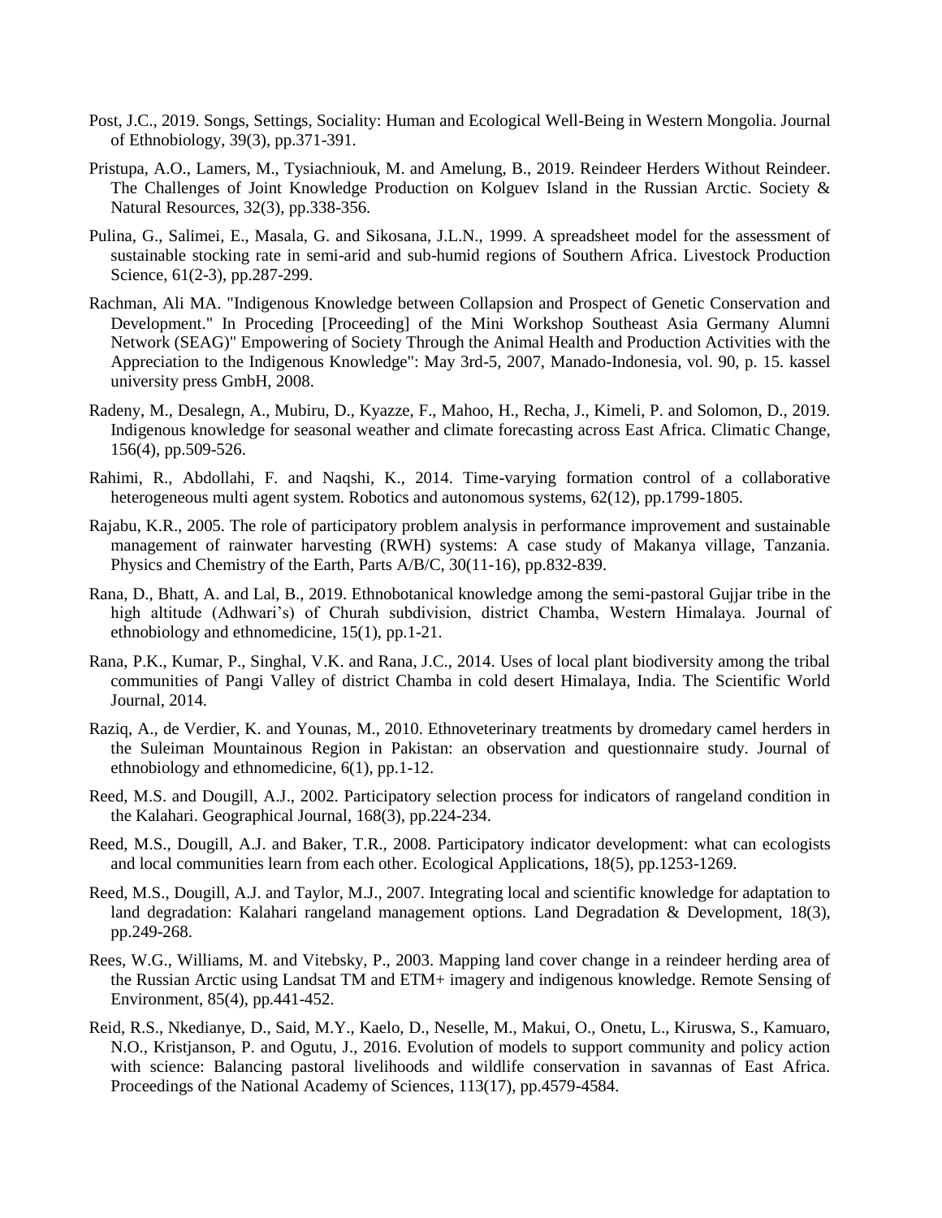Post, J.C., 2019. Songs, Settings, Sociality: Human and Ecological Well-Being in Western Mongolia. Journal of Ethnobiology, 39(3), pp.371-391.

Pristupa, A.O., Lamers, M., Tysiachniouk, M. and Amelung, B., 2019. Reindeer Herders Without Reindeer. The Challenges of Joint Knowledge Production on Kolguev Island in the Russian Arctic. Society & Natural Resources, 32(3), pp.338-356.

Pulina, G., Salimei, E., Masala, G. and Sikosana, J.L.N., 1999. A spreadsheet model for the assessment of sustainable stocking rate in semi-arid and sub-humid regions of Southern Africa. Livestock Production Science, 61(2-3), pp.287-299.

Rachman, Ali MA. "Indigenous Knowledge between Collapsion and Prospect of Genetic Conservation and Development." In Proceding [Proceeding] of the Mini Workshop Southeast Asia Germany Alumni Network (SEAG)" Empowering of Society Through the Animal Health and Production Activities with the Appreciation to the Indigenous Knowledge": May 3rd-5, 2007, Manado-Indonesia, vol. 90, p. 15. kassel university press GmbH, 2008.

Radeny, M., Desalegn, A., Mubiru, D., Kyazze, F., Mahoo, H., Recha, J., Kimeli, P. and Solomon, D., 2019. Indigenous knowledge for seasonal weather and climate forecasting across East Africa. Climatic Change, 156(4), pp.509-526.

Rahimi, R., Abdollahi, F. and Naqshi, K., 2014. Time-varying formation control of a collaborative heterogeneous multi agent system. Robotics and autonomous systems, 62(12), pp.1799-1805.

Rajabu, K.R., 2005. The role of participatory problem analysis in performance improvement and sustainable management of rainwater harvesting (RWH) systems: A case study of Makanya village, Tanzania. Physics and Chemistry of the Earth, Parts A/B/C, 30(11-16), pp.832-839.

Rana, D., Bhatt, A. and Lal, B., 2019. Ethnobotanical knowledge among the semi-pastoral Gujjar tribe in the high altitude (Adhwari's) of Churah subdivision, district Chamba, Western Himalaya. Journal of ethnobiology and ethnomedicine, 15(1), pp.1-21.

Rana, P.K., Kumar, P., Singhal, V.K. and Rana, J.C., 2014. Uses of local plant biodiversity among the tribal communities of Pangi Valley of district Chamba in cold desert Himalaya, India. The Scientific World Journal, 2014.

Raziq, A., de Verdier, K. and Younas, M., 2010. Ethnoveterinary treatments by dromedary camel herders in the Suleiman Mountainous Region in Pakistan: an observation and questionnaire study. Journal of ethnobiology and ethnomedicine, 6(1), pp.1-12.

Reed, M.S. and Dougill, A.J., 2002. Participatory selection process for indicators of rangeland condition in the Kalahari. Geographical Journal, 168(3), pp.224-234.

Reed, M.S., Dougill, A.J. and Baker, T.R., 2008. Participatory indicator development: what can ecologists and local communities learn from each other. Ecological Applications, 18(5), pp.1253-1269.

Reed, M.S., Dougill, A.J. and Taylor, M.J., 2007. Integrating local and scientific knowledge for adaptation to land degradation: Kalahari rangeland management options. Land Degradation & Development, 18(3), pp.249-268.

Rees, W.G., Williams, M. and Vitebsky, P., 2003. Mapping land cover change in a reindeer herding area of the Russian Arctic using Landsat TM and ETM+ imagery and indigenous knowledge. Remote Sensing of Environment, 85(4), pp.441-452.

Reid, R.S., Nkedianye, D., Said, M.Y., Kaelo, D., Neselle, M., Makui, O., Onetu, L., Kiruswa, S., Kamuaro, N.O., Kristjanson, P. and Ogutu, J., 2016. Evolution of models to support community and policy action with science: Balancing pastoral livelihoods and wildlife conservation in savannas of East Africa. Proceedings of the National Academy of Sciences, 113(17), pp.4579-4584.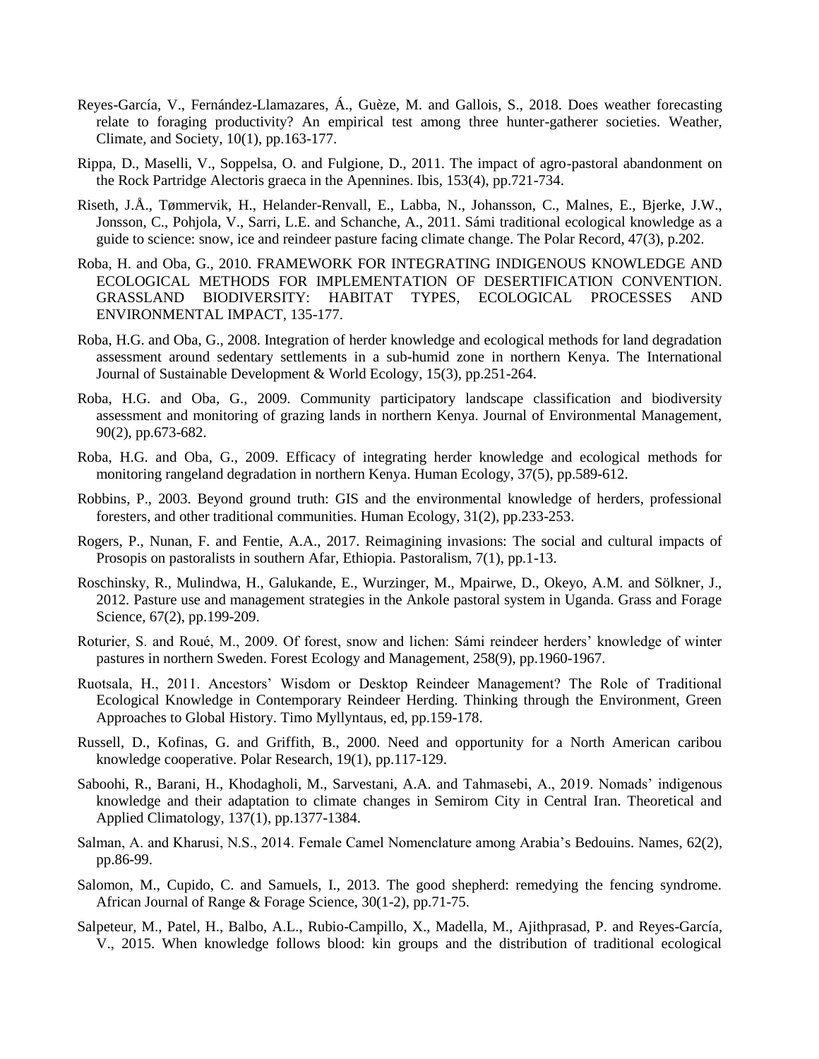Reyes-García, V., Fernández-Llamazares, Á., Guèze, M. and Gallois, S., 2018. Does weather forecasting relate to foraging productivity? An empirical test among three hunter-gatherer societies. Weather, Climate, and Society, 10(1), pp.163-177.

Rippa, D., Maselli, V., Soppelsa, O. and Fulgione, D., 2011. The impact of agro-pastoral abandonment on the Rock Partridge Alectoris graeca in the Apennines. Ibis, 153(4), pp.721-734.

Riseth, J.Å., Tømmervik, H., Helander-Renvall, E., Labba, N., Johansson, C., Malnes, E., Bjerke, J.W., Jonsson, C., Pohjola, V., Sarri, L.E. and Schanche, A., 2011. Sámi traditional ecological knowledge as a guide to science: snow, ice and reindeer pasture facing climate change. The Polar Record, 47(3), p.202.

Roba, H. and Oba, G., 2010. FRAMEWORK FOR INTEGRATING INDIGENOUS KNOWLEDGE AND ECOLOGICAL METHODS FOR IMPLEMENTATION OF DESERTIFICATION CONVENTION. GRASSLAND BIODIVERSITY: HABITAT TYPES, ECOLOGICAL PROCESSES AND ENVIRONMENTAL IMPACT, 135-177.

Roba, H.G. and Oba, G., 2008. Integration of herder knowledge and ecological methods for land degradation assessment around sedentary settlements in a sub-humid zone in northern Kenya. The International Journal of Sustainable Development & World Ecology, 15(3), pp.251-264.

Roba, H.G. and Oba, G., 2009. Community participatory landscape classification and biodiversity assessment and monitoring of grazing lands in northern Kenya. Journal of Environmental Management, 90(2), pp.673-682.

Roba, H.G. and Oba, G., 2009. Efficacy of integrating herder knowledge and ecological methods for monitoring rangeland degradation in northern Kenya. Human Ecology, 37(5), pp.589-612.

Robbins, P., 2003. Beyond ground truth: GIS and the environmental knowledge of herders, professional foresters, and other traditional communities. Human Ecology, 31(2), pp.233-253.

Rogers, P., Nunan, F. and Fentie, A.A., 2017. Reimagining invasions: The social and cultural impacts of Prosopis on pastoralists in southern Afar, Ethiopia. Pastoralism, 7(1), pp.1-13.

Roschinsky, R., Mulindwa, H., Galukande, E., Wurzinger, M., Mpairwe, D., Okeyo, A.M. and Sölkner, J., 2012. Pasture use and management strategies in the Ankole pastoral system in Uganda. Grass and Forage Science, 67(2), pp.199-209.

Roturier, S. and Roué, M., 2009. Of forest, snow and lichen: Sámi reindeer herders' knowledge of winter pastures in northern Sweden. Forest Ecology and Management, 258(9), pp.1960-1967.

Ruotsala, H., 2011. Ancestors' Wisdom or Desktop Reindeer Management? The Role of Traditional Ecological Knowledge in Contemporary Reindeer Herding. Thinking through the Environment, Green Approaches to Global History. Timo Myllyntaus, ed, pp.159-178.

Russell, D., Kofinas, G. and Griffith, B., 2000. Need and opportunity for a North American caribou knowledge cooperative. Polar Research, 19(1), pp.117-129.

Saboohi, R., Barani, H., Khodagholi, M., Sarvestani, A.A. and Tahmasebi, A., 2019. Nomads' indigenous knowledge and their adaptation to climate changes in Semirom City in Central Iran. Theoretical and Applied Climatology, 137(1), pp.1377-1384.

Salman, A. and Kharusi, N.S., 2014. Female Camel Nomenclature among Arabia's Bedouins. Names, 62(2), pp.86-99.

Salomon, M., Cupido, C. and Samuels, I., 2013. The good shepherd: remedying the fencing syndrome. African Journal of Range & Forage Science, 30(1-2), pp.71-75.

Salpeteur, M., Patel, H., Balbo, A.L., Rubio-Campillo, X., Madella, M., Ajithprasad, P. and Reyes-García, V., 2015. When knowledge follows blood: kin groups and the distribution of traditional ecological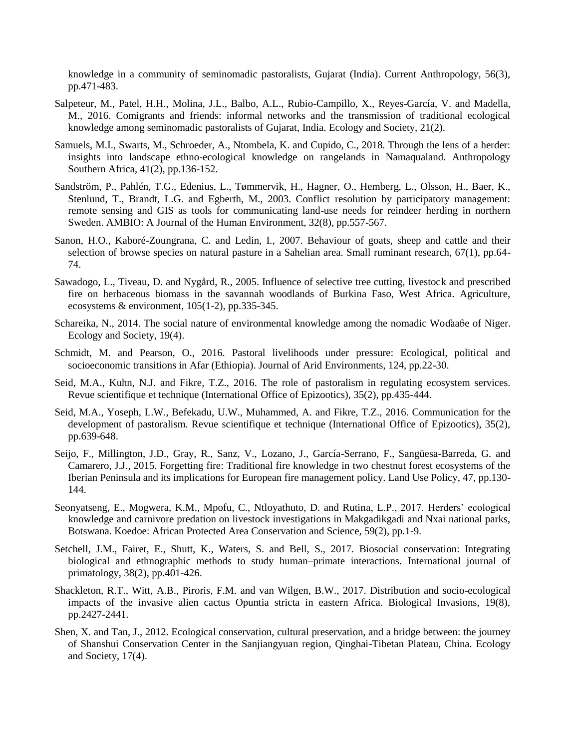knowledge in a community of seminomadic pastoralists, Gujarat (India). Current Anthropology, 56(3), pp.471-483.

Salpeteur, M., Patel, H.H., Molina, J.L., Balbo, A.L., Rubio-Campillo, X., Reyes-García, V. and Madella, M., 2016. Comigrants and friends: informal networks and the transmission of traditional ecological knowledge among seminomadic pastoralists of Gujarat, India. Ecology and Society, 21(2).

Samuels, M.I., Swarts, M., Schroeder, A., Ntombela, K. and Cupido, C., 2018. Through the lens of a herder: insights into landscape ethno-ecological knowledge on rangelands in Namaqualand. Anthropology Southern Africa, 41(2), pp.136-152.

Sandström, P., Pahlén, T.G., Edenius, L., Tømmervik, H., Hagner, O., Hemberg, L., Olsson, H., Baer, K., Stenlund, T., Brandt, L.G. and Egberth, M., 2003. Conflict resolution by participatory management: remote sensing and GIS as tools for communicating land-use needs for reindeer herding in northern Sweden. AMBIO: A Journal of the Human Environment, 32(8), pp.557-567.

Sanon, H.O., Kaboré-Zoungrana, C. and Ledin, I., 2007. Behaviour of goats, sheep and cattle and their selection of browse species on natural pasture in a Sahelian area. Small ruminant research, 67(1), pp.64-74.

Sawadogo, L., Tiveau, D. and Nygård, R., 2005. Influence of selective tree cutting, livestock and prescribed fire on herbaceous biomass in the savannah woodlands of Burkina Faso, West Africa. Agriculture, ecosystems & environment, 105(1-2), pp.335-345.

Schareika, N., 2014. The social nature of environmental knowledge among the nomadic Woɗaaɓe of Niger. Ecology and Society, 19(4).

Schmidt, M. and Pearson, O., 2016. Pastoral livelihoods under pressure: Ecological, political and socioeconomic transitions in Afar (Ethiopia). Journal of Arid Environments, 124, pp.22-30.

Seid, M.A., Kuhn, N.J. and Fikre, T.Z., 2016. The role of pastoralism in regulating ecosystem services. Revue scientifique et technique (International Office of Epizootics), 35(2), pp.435-444.

Seid, M.A., Yoseph, L.W., Befekadu, U.W., Muhammed, A. and Fikre, T.Z., 2016. Communication for the development of pastoralism. Revue scientifique et technique (International Office of Epizootics), 35(2), pp.639-648.

Seijo, F., Millington, J.D., Gray, R., Sanz, V., Lozano, J., García-Serrano, F., Sangüesa-Barreda, G. and Camarero, J.J., 2015. Forgetting fire: Traditional fire knowledge in two chestnut forest ecosystems of the Iberian Peninsula and its implications for European fire management policy. Land Use Policy, 47, pp.130-144.

Seonyatseng, E., Mogwera, K.M., Mpofu, C., Ntloyathuto, D. and Rutina, L.P., 2017. Herders' ecological knowledge and carnivore predation on livestock investigations in Makgadikgadi and Nxai national parks, Botswana. Koedoe: African Protected Area Conservation and Science, 59(2), pp.1-9.

Setchell, J.M., Fairet, E., Shutt, K., Waters, S. and Bell, S., 2017. Biosocial conservation: Integrating biological and ethnographic methods to study human–primate interactions. International journal of primatology, 38(2), pp.401-426.

Shackleton, R.T., Witt, A.B., Piroris, F.M. and van Wilgen, B.W., 2017. Distribution and socio-ecological impacts of the invasive alien cactus Opuntia stricta in eastern Africa. Biological Invasions, 19(8), pp.2427-2441.

Shen, X. and Tan, J., 2012. Ecological conservation, cultural preservation, and a bridge between: the journey of Shanshui Conservation Center in the Sanjiangyuan region, Qinghai-Tibetan Plateau, China. Ecology and Society, 17(4).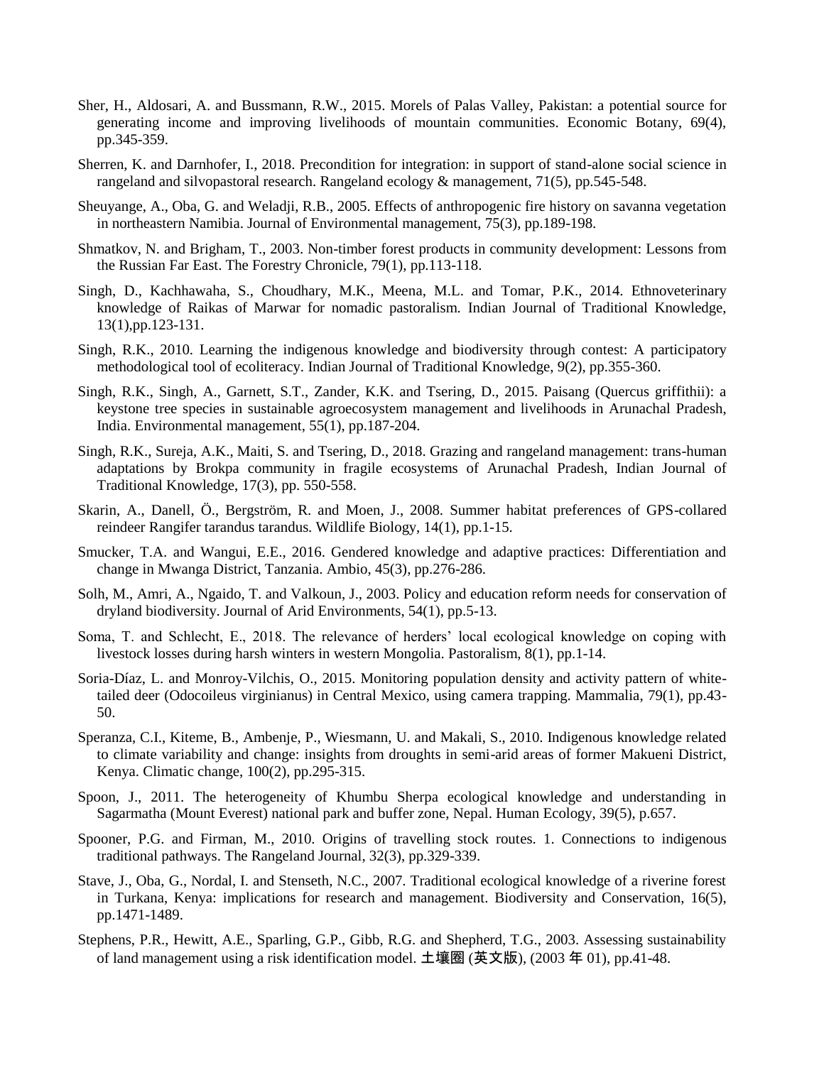Sher, H., Aldosari, A. and Bussmann, R.W., 2015. Morels of Palas Valley, Pakistan: a potential source for generating income and improving livelihoods of mountain communities. Economic Botany, 69(4), pp.345-359.

Sherren, K. and Darnhofer, I., 2018. Precondition for integration: in support of stand-alone social science in rangeland and silvopastoral research. Rangeland ecology & management, 71(5), pp.545-548.

Sheuyange, A., Oba, G. and Weladji, R.B., 2005. Effects of anthropogenic fire history on savanna vegetation in northeastern Namibia. Journal of Environmental management, 75(3), pp.189-198.

Shmatkov, N. and Brigham, T., 2003. Non-timber forest products in community development: Lessons from the Russian Far East. The Forestry Chronicle, 79(1), pp.113-118.

Singh, D., Kachhawaha, S., Choudhary, M.K., Meena, M.L. and Tomar, P.K., 2014. Ethnoveterinary knowledge of Raikas of Marwar for nomadic pastoralism. Indian Journal of Traditional Knowledge, 13(1),pp.123-131.

Singh, R.K., 2010. Learning the indigenous knowledge and biodiversity through contest: A participatory methodological tool of ecoliteracy. Indian Journal of Traditional Knowledge, 9(2), pp.355-360.

Singh, R.K., Singh, A., Garnett, S.T., Zander, K.K. and Tsering, D., 2015. Paisang (Quercus griffithii): a keystone tree species in sustainable agroecosystem management and livelihoods in Arunachal Pradesh, India. Environmental management, 55(1), pp.187-204.

Singh, R.K., Sureja, A.K., Maiti, S. and Tsering, D., 2018. Grazing and rangeland management: trans-human adaptations by Brokpa community in fragile ecosystems of Arunachal Pradesh, Indian Journal of Traditional Knowledge, 17(3), pp. 550-558.

Skarin, A., Danell, Ö., Bergström, R. and Moen, J., 2008. Summer habitat preferences of GPS-collared reindeer Rangifer tarandus tarandus. Wildlife Biology, 14(1), pp.1-15.

Smucker, T.A. and Wangui, E.E., 2016. Gendered knowledge and adaptive practices: Differentiation and change in Mwanga District, Tanzania. Ambio, 45(3), pp.276-286.

Solh, M., Amri, A., Ngaido, T. and Valkoun, J., 2003. Policy and education reform needs for conservation of dryland biodiversity. Journal of Arid Environments, 54(1), pp.5-13.

Soma, T. and Schlecht, E., 2018. The relevance of herders' local ecological knowledge on coping with livestock losses during harsh winters in western Mongolia. Pastoralism, 8(1), pp.1-14.

Soria-Díaz, L. and Monroy-Vilchis, O., 2015. Monitoring population density and activity pattern of white-tailed deer (Odocoileus virginianus) in Central Mexico, using camera trapping. Mammalia, 79(1), pp.43-50.

Speranza, C.I., Kiteme, B., Ambenje, P., Wiesmann, U. and Makali, S., 2010. Indigenous knowledge related to climate variability and change: insights from droughts in semi-arid areas of former Makueni District, Kenya. Climatic change, 100(2), pp.295-315.

Spoon, J., 2011. The heterogeneity of Khumbu Sherpa ecological knowledge and understanding in Sagarmatha (Mount Everest) national park and buffer zone, Nepal. Human Ecology, 39(5), p.657.

Spooner, P.G. and Firman, M., 2010. Origins of travelling stock routes. 1. Connections to indigenous traditional pathways. The Rangeland Journal, 32(3), pp.329-339.

Stave, J., Oba, G., Nordal, I. and Stenseth, N.C., 2007. Traditional ecological knowledge of a riverine forest in Turkana, Kenya: implications for research and management. Biodiversity and Conservation, 16(5), pp.1471-1489.

Stephens, P.R., Hewitt, A.E., Sparling, G.P., Gibb, R.G. and Shepherd, T.G., 2003. Assessing sustainability of land management using a risk identification model. 土壤圈 (英文版), (2003 年 01), pp.41-48.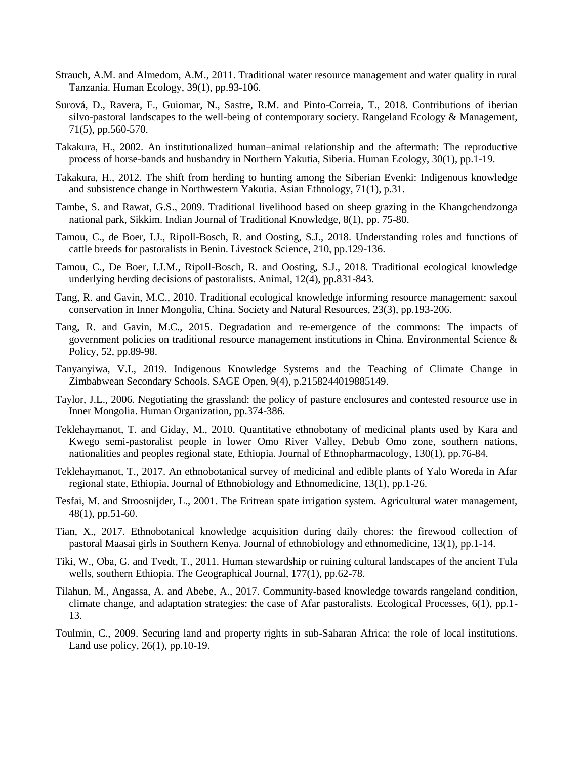Strauch, A.M. and Almedom, A.M., 2011. Traditional water resource management and water quality in rural Tanzania. Human Ecology, 39(1), pp.93-106.

Surová, D., Ravera, F., Guiomar, N., Sastre, R.M. and Pinto-Correia, T., 2018. Contributions of iberian silvo-pastoral landscapes to the well-being of contemporary society. Rangeland Ecology & Management, 71(5), pp.560-570.

Takakura, H., 2002. An institutionalized human–animal relationship and the aftermath: The reproductive process of horse-bands and husbandry in Northern Yakutia, Siberia. Human Ecology, 30(1), pp.1-19.

Takakura, H., 2012. The shift from herding to hunting among the Siberian Evenki: Indigenous knowledge and subsistence change in Northwestern Yakutia. Asian Ethnology, 71(1), p.31.

Tambe, S. and Rawat, G.S., 2009. Traditional livelihood based on sheep grazing in the Khangchendzonga national park, Sikkim. Indian Journal of Traditional Knowledge, 8(1), pp. 75-80.

Tamou, C., de Boer, I.J., Ripoll-Bosch, R. and Oosting, S.J., 2018. Understanding roles and functions of cattle breeds for pastoralists in Benin. Livestock Science, 210, pp.129-136.

Tamou, C., De Boer, I.J.M., Ripoll-Bosch, R. and Oosting, S.J., 2018. Traditional ecological knowledge underlying herding decisions of pastoralists. Animal, 12(4), pp.831-843.

Tang, R. and Gavin, M.C., 2010. Traditional ecological knowledge informing resource management: saxoul conservation in Inner Mongolia, China. Society and Natural Resources, 23(3), pp.193-206.

Tang, R. and Gavin, M.C., 2015. Degradation and re-emergence of the commons: The impacts of government policies on traditional resource management institutions in China. Environmental Science & Policy, 52, pp.89-98.

Tanyanyiwa, V.I., 2019. Indigenous Knowledge Systems and the Teaching of Climate Change in Zimbabwean Secondary Schools. SAGE Open, 9(4), p.2158244019885149.

Taylor, J.L., 2006. Negotiating the grassland: the policy of pasture enclosures and contested resource use in Inner Mongolia. Human Organization, pp.374-386.

Teklehaymanot, T. and Giday, M., 2010. Quantitative ethnobotany of medicinal plants used by Kara and Kwego semi-pastoralist people in lower Omo River Valley, Debub Omo zone, southern nations, nationalities and peoples regional state, Ethiopia. Journal of Ethnopharmacology, 130(1), pp.76-84.

Teklehaymanot, T., 2017. An ethnobotanical survey of medicinal and edible plants of Yalo Woreda in Afar regional state, Ethiopia. Journal of Ethnobiology and Ethnomedicine, 13(1), pp.1-26.

Tesfai, M. and Stroosnijder, L., 2001. The Eritrean spate irrigation system. Agricultural water management, 48(1), pp.51-60.

Tian, X., 2017. Ethnobotanical knowledge acquisition during daily chores: the firewood collection of pastoral Maasai girls in Southern Kenya. Journal of ethnobiology and ethnomedicine, 13(1), pp.1-14.

Tiki, W., Oba, G. and Tvedt, T., 2011. Human stewardship or ruining cultural landscapes of the ancient Tula wells, southern Ethiopia. The Geographical Journal, 177(1), pp.62-78.

Tilahun, M., Angassa, A. and Abebe, A., 2017. Community-based knowledge towards rangeland condition, climate change, and adaptation strategies: the case of Afar pastoralists. Ecological Processes, 6(1), pp.1-13.

Toulmin, C., 2009. Securing land and property rights in sub-Saharan Africa: the role of local institutions. Land use policy, 26(1), pp.10-19.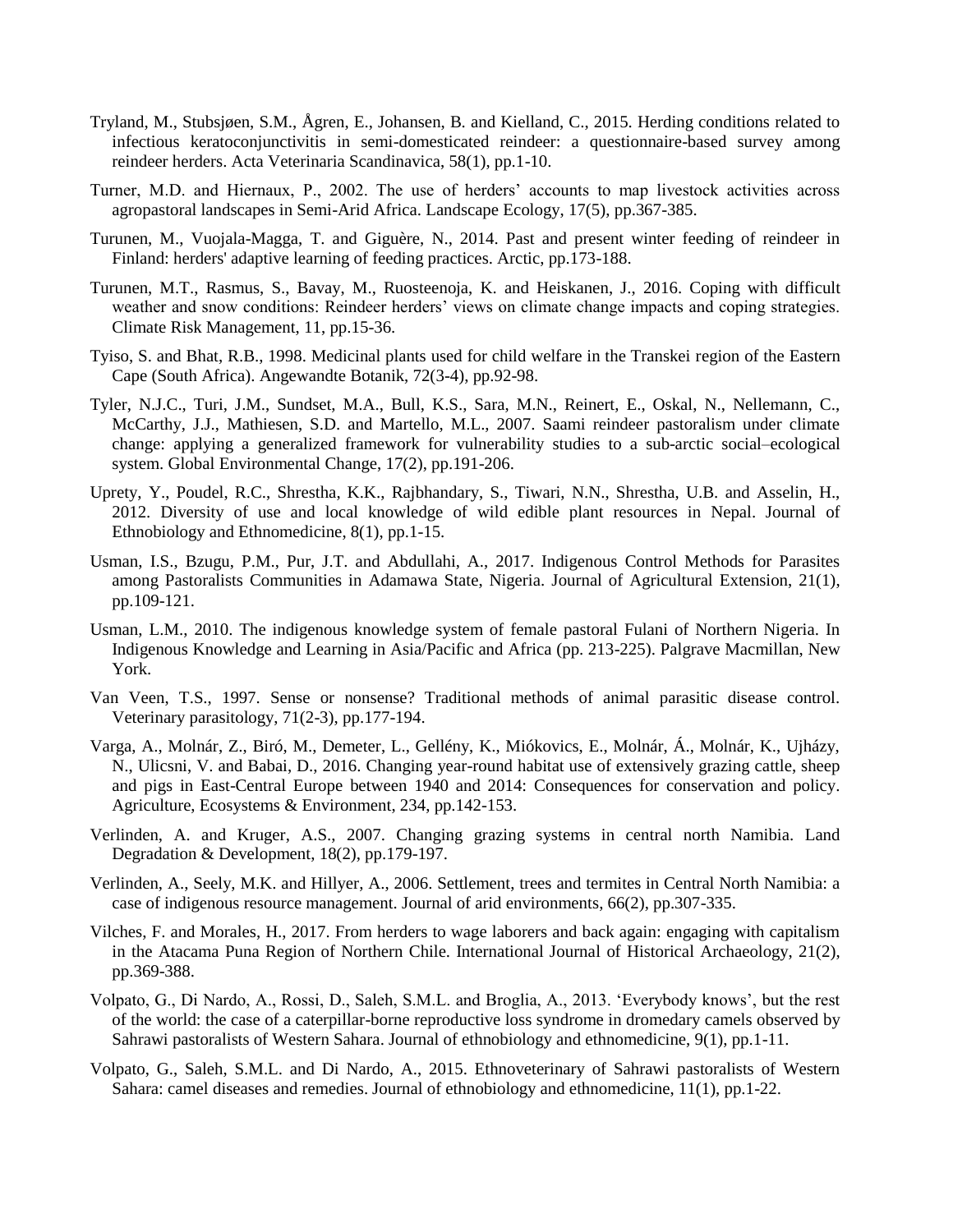Tryland, M., Stubsjøen, S.M., Ågren, E., Johansen, B. and Kielland, C., 2015. Herding conditions related to infectious keratoconjunctivitis in semi-domesticated reindeer: a questionnaire-based survey among reindeer herders. Acta Veterinaria Scandinavica, 58(1), pp.1-10.

Turner, M.D. and Hiernaux, P., 2002. The use of herders' accounts to map livestock activities across agropastoral landscapes in Semi-Arid Africa. Landscape Ecology, 17(5), pp.367-385.

Turunen, M., Vuojala-Magga, T. and Giguère, N., 2014. Past and present winter feeding of reindeer in Finland: herders' adaptive learning of feeding practices. Arctic, pp.173-188.

Turunen, M.T., Rasmus, S., Bavay, M., Ruosteenoja, K. and Heiskanen, J., 2016. Coping with difficult weather and snow conditions: Reindeer herders' views on climate change impacts and coping strategies. Climate Risk Management, 11, pp.15-36.

Tyiso, S. and Bhat, R.B., 1998. Medicinal plants used for child welfare in the Transkei region of the Eastern Cape (South Africa). Angewandte Botanik, 72(3-4), pp.92-98.

Tyler, N.J.C., Turi, J.M., Sundset, M.A., Bull, K.S., Sara, M.N., Reinert, E., Oskal, N., Nellemann, C., McCarthy, J.J., Mathiesen, S.D. and Martello, M.L., 2007. Saami reindeer pastoralism under climate change: applying a generalized framework for vulnerability studies to a sub-arctic social–ecological system. Global Environmental Change, 17(2), pp.191-206.

Uprety, Y., Poudel, R.C., Shrestha, K.K., Rajbhandary, S., Tiwari, N.N., Shrestha, U.B. and Asselin, H., 2012. Diversity of use and local knowledge of wild edible plant resources in Nepal. Journal of Ethnobiology and Ethnomedicine, 8(1), pp.1-15.

Usman, I.S., Bzugu, P.M., Pur, J.T. and Abdullahi, A., 2017. Indigenous Control Methods for Parasites among Pastoralists Communities in Adamawa State, Nigeria. Journal of Agricultural Extension, 21(1), pp.109-121.

Usman, L.M., 2010. The indigenous knowledge system of female pastoral Fulani of Northern Nigeria. In Indigenous Knowledge and Learning in Asia/Pacific and Africa (pp. 213-225). Palgrave Macmillan, New York.

Van Veen, T.S., 1997. Sense or nonsense? Traditional methods of animal parasitic disease control. Veterinary parasitology, 71(2-3), pp.177-194.

Varga, A., Molnár, Z., Biró, M., Demeter, L., Gellény, K., Miókovics, E., Molnár, Á., Molnár, K., Ujházy, N., Ulicsni, V. and Babai, D., 2016. Changing year-round habitat use of extensively grazing cattle, sheep and pigs in East-Central Europe between 1940 and 2014: Consequences for conservation and policy. Agriculture, Ecosystems & Environment, 234, pp.142-153.

Verlinden, A. and Kruger, A.S., 2007. Changing grazing systems in central north Namibia. Land Degradation & Development, 18(2), pp.179-197.

Verlinden, A., Seely, M.K. and Hillyer, A., 2006. Settlement, trees and termites in Central North Namibia: a case of indigenous resource management. Journal of arid environments, 66(2), pp.307-335.

Vilches, F. and Morales, H., 2017. From herders to wage laborers and back again: engaging with capitalism in the Atacama Puna Region of Northern Chile. International Journal of Historical Archaeology, 21(2), pp.369-388.

Volpato, G., Di Nardo, A., Rossi, D., Saleh, S.M.L. and Broglia, A., 2013. 'Everybody knows', but the rest of the world: the case of a caterpillar-borne reproductive loss syndrome in dromedary camels observed by Sahrawi pastoralists of Western Sahara. Journal of ethnobiology and ethnomedicine, 9(1), pp.1-11.

Volpato, G., Saleh, S.M.L. and Di Nardo, A., 2015. Ethnoveterinary of Sahrawi pastoralists of Western Sahara: camel diseases and remedies. Journal of ethnobiology and ethnomedicine, 11(1), pp.1-22.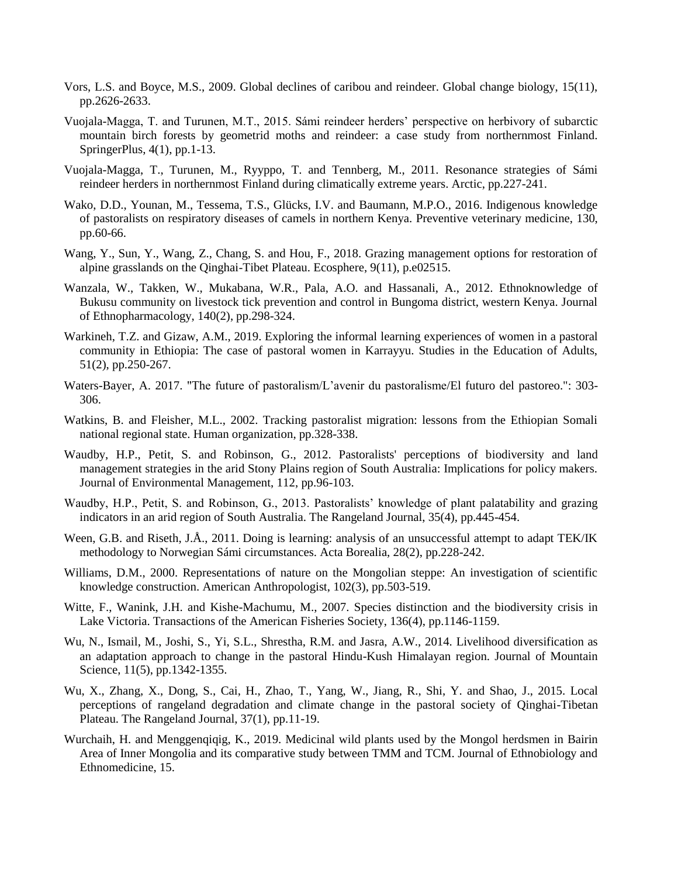Vors, L.S. and Boyce, M.S., 2009. Global declines of caribou and reindeer. Global change biology, 15(11), pp.2626-2633.

Vuojala-Magga, T. and Turunen, M.T., 2015. Sámi reindeer herders' perspective on herbivory of subarctic mountain birch forests by geometrid moths and reindeer: a case study from northernmost Finland. SpringerPlus, 4(1), pp.1-13.

Vuojala-Magga, T., Turunen, M., Ryyppo, T. and Tennberg, M., 2011. Resonance strategies of Sámi reindeer herders in northernmost Finland during climatically extreme years. Arctic, pp.227-241.

Wako, D.D., Younan, M., Tessema, T.S., Glücks, I.V. and Baumann, M.P.O., 2016. Indigenous knowledge of pastoralists on respiratory diseases of camels in northern Kenya. Preventive veterinary medicine, 130, pp.60-66.

Wang, Y., Sun, Y., Wang, Z., Chang, S. and Hou, F., 2018. Grazing management options for restoration of alpine grasslands on the Qinghai-Tibet Plateau. Ecosphere, 9(11), p.e02515.

Wanzala, W., Takken, W., Mukabana, W.R., Pala, A.O. and Hassanali, A., 2012. Ethnoknowledge of Bukusu community on livestock tick prevention and control in Bungoma district, western Kenya. Journal of Ethnopharmacology, 140(2), pp.298-324.

Warkineh, T.Z. and Gizaw, A.M., 2019. Exploring the informal learning experiences of women in a pastoral community in Ethiopia: The case of pastoral women in Karrayyu. Studies in the Education of Adults, 51(2), pp.250-267.

Waters-Bayer, A. 2017. "The future of pastoralism/L'avenir du pastoralisme/El futuro del pastoreo.": 303-306.

Watkins, B. and Fleisher, M.L., 2002. Tracking pastoralist migration: lessons from the Ethiopian Somali national regional state. Human organization, pp.328-338.

Waudby, H.P., Petit, S. and Robinson, G., 2012. Pastoralists' perceptions of biodiversity and land management strategies in the arid Stony Plains region of South Australia: Implications for policy makers. Journal of Environmental Management, 112, pp.96-103.

Waudby, H.P., Petit, S. and Robinson, G., 2013. Pastoralists' knowledge of plant palatability and grazing indicators in an arid region of South Australia. The Rangeland Journal, 35(4), pp.445-454.

Ween, G.B. and Riseth, J.Å., 2011. Doing is learning: analysis of an unsuccessful attempt to adapt TEK/IK methodology to Norwegian Sámi circumstances. Acta Borealia, 28(2), pp.228-242.

Williams, D.M., 2000. Representations of nature on the Mongolian steppe: An investigation of scientific knowledge construction. American Anthropologist, 102(3), pp.503-519.

Witte, F., Wanink, J.H. and Kishe-Machumu, M., 2007. Species distinction and the biodiversity crisis in Lake Victoria. Transactions of the American Fisheries Society, 136(4), pp.1146-1159.

Wu, N., Ismail, M., Joshi, S., Yi, S.L., Shrestha, R.M. and Jasra, A.W., 2014. Livelihood diversification as an adaptation approach to change in the pastoral Hindu-Kush Himalayan region. Journal of Mountain Science, 11(5), pp.1342-1355.

Wu, X., Zhang, X., Dong, S., Cai, H., Zhao, T., Yang, W., Jiang, R., Shi, Y. and Shao, J., 2015. Local perceptions of rangeland degradation and climate change in the pastoral society of Qinghai-Tibetan Plateau. The Rangeland Journal, 37(1), pp.11-19.

Wurchaih, H. and Menggenqiqig, K., 2019. Medicinal wild plants used by the Mongol herdsmen in Bairin Area of Inner Mongolia and its comparative study between TMM and TCM. Journal of Ethnobiology and Ethnomedicine, 15.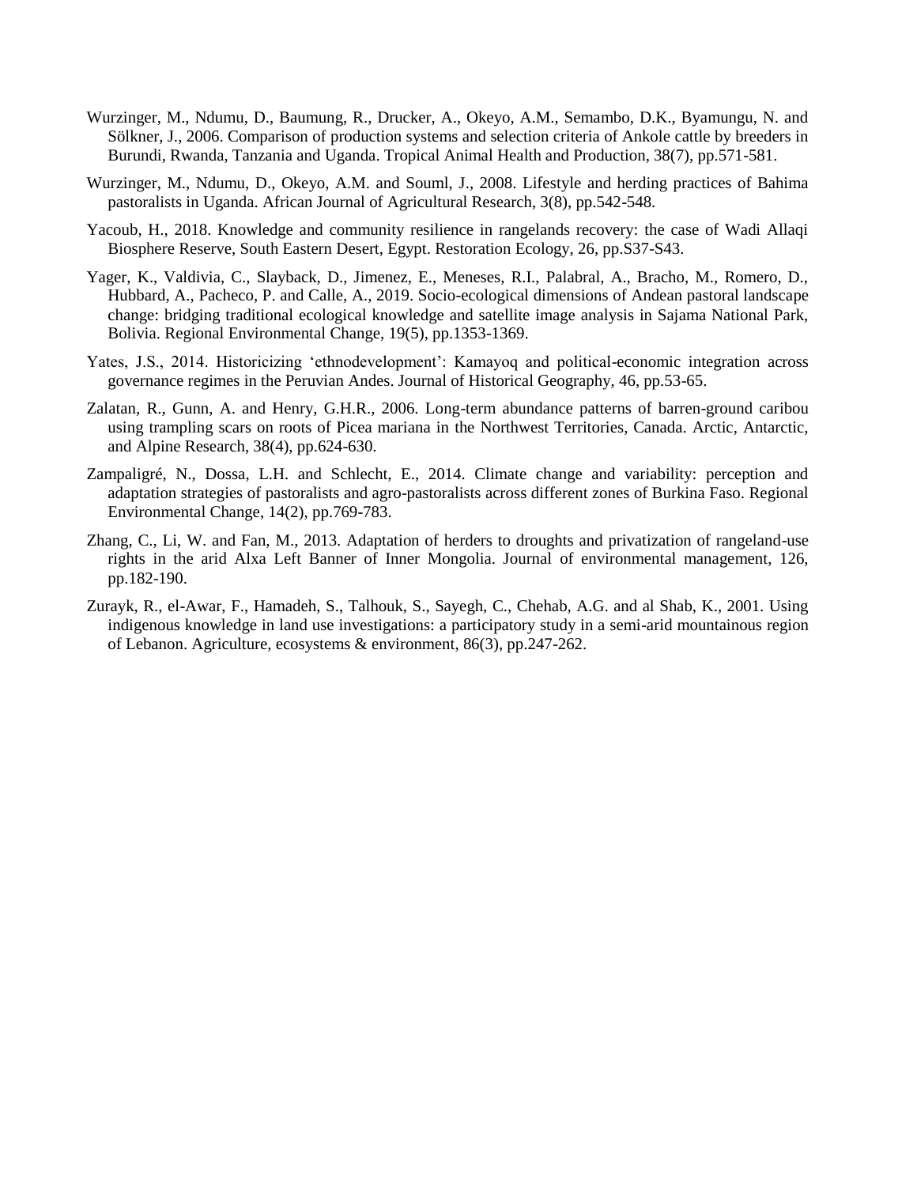Wurzinger, M., Ndumu, D., Baumung, R., Drucker, A., Okeyo, A.M., Semambo, D.K., Byamungu, N. and Sölkner, J., 2006. Comparison of production systems and selection criteria of Ankole cattle by breeders in Burundi, Rwanda, Tanzania and Uganda. Tropical Animal Health and Production, 38(7), pp.571-581.

Wurzinger, M., Ndumu, D., Okeyo, A.M. and Souml, J., 2008. Lifestyle and herding practices of Bahima pastoralists in Uganda. African Journal of Agricultural Research, 3(8), pp.542-548.

Yacoub, H., 2018. Knowledge and community resilience in rangelands recovery: the case of Wadi Allaqi Biosphere Reserve, South Eastern Desert, Egypt. Restoration Ecology, 26, pp.S37-S43.

Yager, K., Valdivia, C., Slayback, D., Jimenez, E., Meneses, R.I., Palabral, A., Bracho, M., Romero, D., Hubbard, A., Pacheco, P. and Calle, A., 2019. Socio-ecological dimensions of Andean pastoral landscape change: bridging traditional ecological knowledge and satellite image analysis in Sajama National Park, Bolivia. Regional Environmental Change, 19(5), pp.1353-1369.

Yates, J.S., 2014. Historicizing 'ethnodevelopment': Kamayoq and political-economic integration across governance regimes in the Peruvian Andes. Journal of Historical Geography, 46, pp.53-65.

Zalatan, R., Gunn, A. and Henry, G.H.R., 2006. Long-term abundance patterns of barren-ground caribou using trampling scars on roots of Picea mariana in the Northwest Territories, Canada. Arctic, Antarctic, and Alpine Research, 38(4), pp.624-630.

Zampaligré, N., Dossa, L.H. and Schlecht, E., 2014. Climate change and variability: perception and adaptation strategies of pastoralists and agro-pastoralists across different zones of Burkina Faso. Regional Environmental Change, 14(2), pp.769-783.

Zhang, C., Li, W. and Fan, M., 2013. Adaptation of herders to droughts and privatization of rangeland-use rights in the arid Alxa Left Banner of Inner Mongolia. Journal of environmental management, 126, pp.182-190.

Zurayk, R., el-Awar, F., Hamadeh, S., Talhouk, S., Sayegh, C., Chehab, A.G. and al Shab, K., 2001. Using indigenous knowledge in land use investigations: a participatory study in a semi-arid mountainous region of Lebanon. Agriculture, ecosystems & environment, 86(3), pp.247-262.